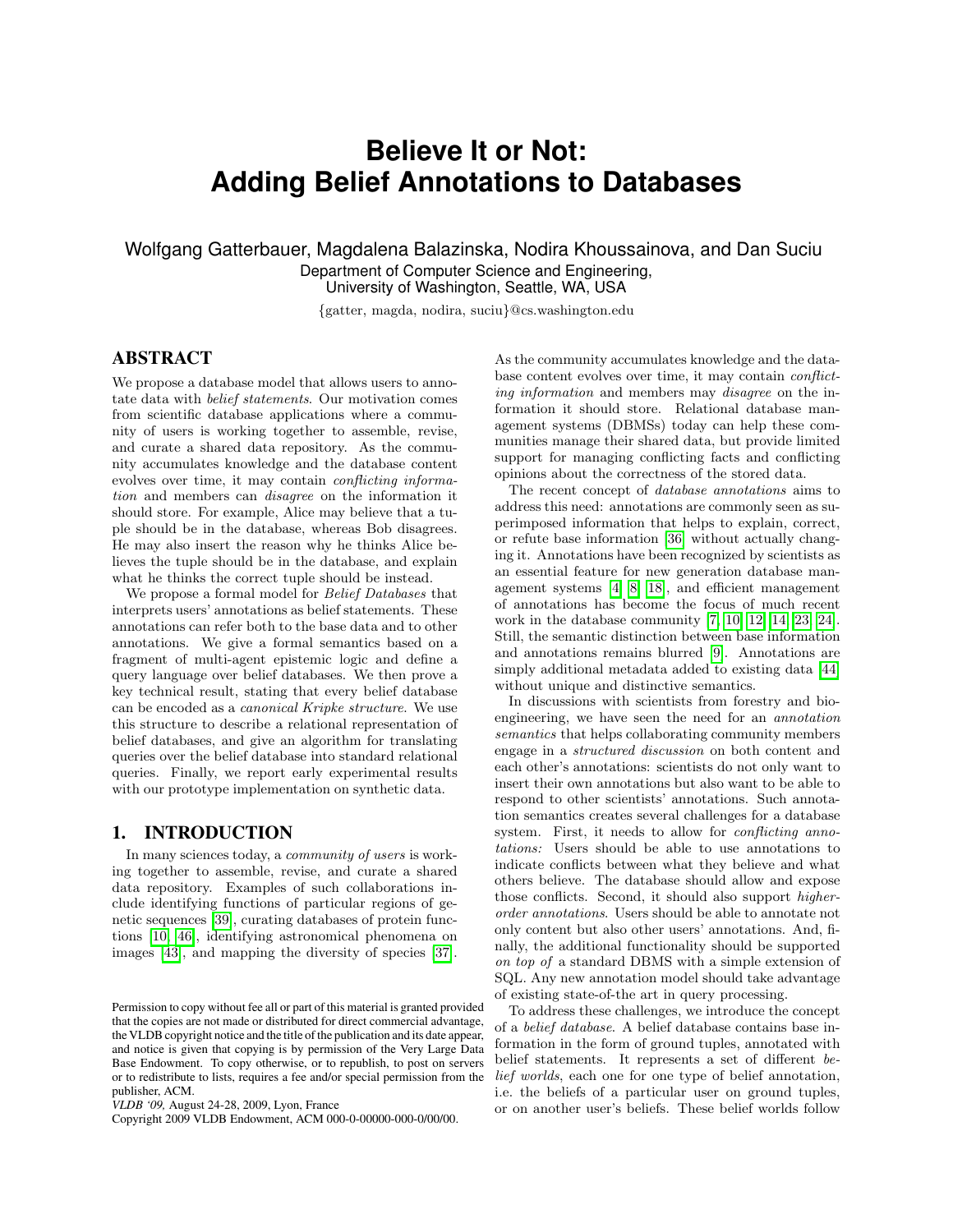# Believe It or Not: Adding Belief Annotations to Databases

Wolfgang Gatterbauer, Magdalena Balazinska, Nodira Khoussainova, and Dan Suciu

Department of Computer Science and Engineering, University of Washington, Seattle, WA, USA

{gatter, magda, nodira, suciu}@cs.washington.edu

## ABSTRACT

We propose a database model that allows users to annotate data with *belief statements*. Our motivation comes from scientific database applications where a community of users is working together to assemble, revise, and curate a shared data repository. As the community accumulates knowledge and the database content evolves over time, it may contain *conflicting information* and members can *disagree* on the information it should store. For example, Alice may believe that a tuple should be in the database, whereas Bob disagrees. He may also insert the reason why he thinks Alice believes the tuple should be in the database, and explain what he thinks the correct tuple should be instead.

We propose a formal model for *Belief Databases* that interprets users' annotations as belief statements. These annotations can refer both to the base data and to other annotations. We give a formal semantics based on a fragment of multi-agent epistemic logic and define a query language over belief databases. We then prove a key technical result, stating that every belief database can be encoded as a *canonical Kripke structure*. We use this structure to describe a relational representation of belief databases, and give an algorithm for translating queries over the belief database into standard relational queries. Finally, we report early experimental results with our prototype implementation on synthetic data.

## 1. INTRODUCTION

In many sciences today, a *community of users* is working together to assemble, revise, and curate a shared data repository. Examples of such collaborations include identifying functions of particular regions of genetic sequences [39], curating databases of protein functions [10, 46], identifying astronomical phenomena on images [43], and mapping the diversity of species [37].

Permission to copy without fee all or part of this material is granted provided that the copies are not made or distributed for direct commercial advantage, the VLDB copyright notice and the title of the publication and its date appear, and notice is given that copying is by permission of the Very Large Data Base Endowment. To copy otherwise, or to republish, to post on servers or to redistribute to lists, requires a fee and/or special permission from the publisher, ACM.
*VLDB '09,* August 24-28, 2009, Lyon, France
Copyright 2009 VLDB Endowment, ACM 000-0-00000-000-0/00/00.

As the community accumulates knowledge and the database content evolves over time, it may contain *conflicting information* and members may *disagree* on the information it should store. Relational database management systems (DBMSs) today can help these communities manage their shared data, but provide limited support for managing conflicting facts and conflicting opinions about the correctness of the stored data.

The recent concept of *database annotations* aims to address this need: annotations are commonly seen as superimposed information that helps to explain, correct, or refute base information [36] without actually changing it. Annotations have been recognized by scientists as an essential feature for new generation database management systems [4, 8, 18], and efficient management of annotations has become the focus of much recent work in the database community [7, 10, 12, 14, 23, 24]. Still, the semantic distinction between base information and annotations remains blurred [9]. Annotations are simply additional metadata added to existing data [44] without unique and distinctive semantics.

In discussions with scientists from forestry and bioengineering, we have seen the need for an *annotation semantics* that helps collaborating community members engage in a *structured discussion* on both content and each other's annotations: scientists do not only want to insert their own annotations but also want to be able to respond to other scientists' annotations. Such annotation semantics creates several challenges for a database system. First, it needs to allow for *conflicting annotations:* Users should be able to use annotations to indicate conflicts between what they believe and what others believe. The database should allow and expose those conflicts. Second, it should also support *higher-order annotations*. Users should be able to annotate not only content but also other users' annotations. And, finally, the additional functionality should be supported *on top of* a standard DBMS with a simple extension of SQL. Any new annotation model should take advantage of existing state-of-the art in query processing.

To address these challenges, we introduce the concept of a *belief database*. A belief database contains base information in the form of ground tuples, annotated with belief statements. It represents a set of different *belief worlds*, each one for one type of belief annotation, i.e. the beliefs of a particular user on ground tuples, or on another user's beliefs. These belief worlds follow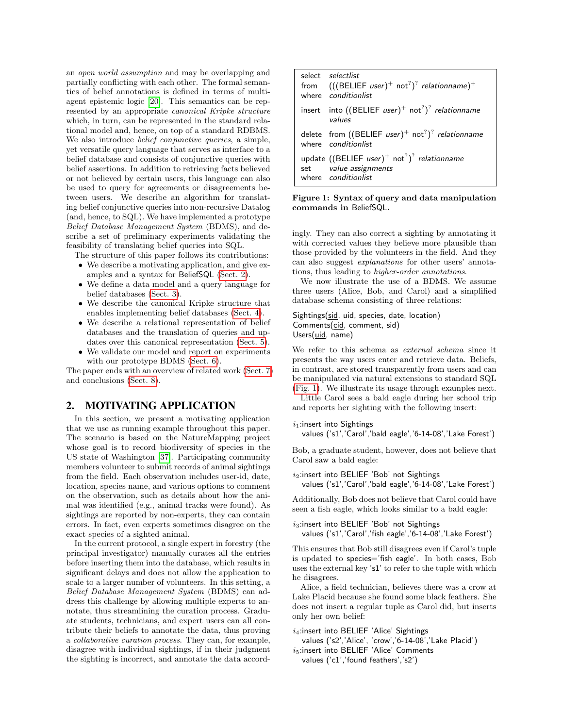an *open world assumption* and may be overlapping and partially conflicting with each other. The formal semantics of belief annotations is defined in terms of multi-agent epistemic logic [20]. This semantics can be represented by an appropriate *canonical Kripke structure* which, in turn, can be represented in the standard relational model and, hence, on top of a standard RDBMS. We also introduce *belief conjunctive queries*, a simple, yet versatile query language that serves as interface to a belief database and consists of conjunctive queries with belief assertions. In addition to retrieving facts believed or not believed by certain users, this language can also be used to query for agreements or disagreements between users. We describe an algorithm for translating belief conjunctive queries into non-recursive Datalog (and, hence, to SQL). We have implemented a prototype *Belief Database Management System* (BDMS), and describe a set of preliminary experiments validating the feasibility of translating belief queries into SQL.

The structure of this paper follows its contributions:

- We describe a motivating application, and give examples and a syntax for BeliefSQL (Sect. 2).
- We define a data model and a query language for belief databases (Sect. 3).
- We describe the canonical Kripke structure that enables implementing belief databases (Sect. 4).
- We describe a relational representation of belief databases and the translation of queries and updates over this canonical representation (Sect. 5).
- We validate our model and report on experiments with our prototype BDMS (Sect. 6).

The paper ends with an overview of related work (Sect. 7) and conclusions (Sect. 8).

## 2. MOTIVATING APPLICATION

In this section, we present a motivating application that we use as running example throughout this paper. The scenario is based on the NatureMapping project whose goal is to record biodiversity of species in the US state of Washington [37]. Participating community members volunteer to submit records of animal sightings from the field. Each observation includes user-id, date, location, species name, and various options to comment on the observation, such as details about how the animal was identified (e.g., animal tracks were found). As sightings are reported by non-experts, they can contain errors. In fact, even experts sometimes disagree on the exact species of a sighted animal.

In the current protocol, a single expert in forestry (the principal investigator) manually curates all the entries before inserting them into the database, which results in significant delays and does not allow the application to scale to a larger number of volunteers. In this setting, a *Belief Database Management System* (BDMS) can address this challenge by allowing multiple experts to annotate, thus streamlining the curation process. Graduate students, technicians, and expert users can all contribute their beliefs to annotate the data, thus proving a *collaborative curation process*. They can, for example, disagree with individual sightings, if in their judgment the sighting is incorrect, and annotate the data accordingly. They can also correct a sighting by annotating it with corrected values they believe more plausible than those provided by the volunteers in the field. And they can also suggest *explanations* for other users' annotations, thus leading to *higher-order annotations*.

```
select  selectlist
from    (((BELIEF user)+ not?)? relationname)+
where   conditionlist

insert  into ((BELIEF user)+ not?)? relationname
        values

delete  from ((BELIEF user)+ not?)? relationname
where   conditionlist

update  ((BELIEF user)+ not?)? relationname
set     value assignments
where   conditionlist
```

**Figure 1: Syntax of query and data manipulation commands in BeliefSQL.**

We now illustrate the use of a BDMS. We assume three users (Alice, Bob, and Carol) and a simplified database schema consisting of three relations:

Sightings(<u>sid</u>, uid, species, date, location)
Comments(<u>cid</u>, comment, sid)
Users(<u>uid</u>, name)

We refer to this schema as *external schema* since it presents the way users enter and retrieve data. Beliefs, in contrast, are stored transparently from users and can be manipulated via natural extensions to standard SQL (Fig. 1). We illustrate its usage through examples next.

Little Carol sees a bald eagle during her school trip and reports her sighting with the following insert:

$i_1$:insert into Sightings
values ('s1','Carol','bald eagle','6-14-08','Lake Forest')

Bob, a graduate student, however, does not believe that Carol saw a bald eagle:

$i_2$:insert into BELIEF 'Bob' not Sightings
values ('s1','Carol','bald eagle','6-14-08','Lake Forest')

Additionally, Bob does not believe that Carol could have seen a fish eagle, which looks similar to a bald eagle:

$i_3$:insert into BELIEF 'Bob' not Sightings
values ('s1','Carol','fish eagle','6-14-08','Lake Forest')

This ensures that Bob still disagrees even if Carol's tuple is updated to species='fish eagle'. In both cases, Bob uses the external key 's1' to refer to the tuple with which he disagrees.

Alice, a field technician, believes there was a crow at Lake Placid because she found some black feathers. She does not insert a regular tuple as Carol did, but inserts only her own belief:

$i_4$:insert into BELIEF 'Alice' Sightings
values ('s2','Alice', 'crow','6-14-08','Lake Placid')
$i_5$:insert into BELIEF 'Alice' Comments
values ('c1','found feathers','s2')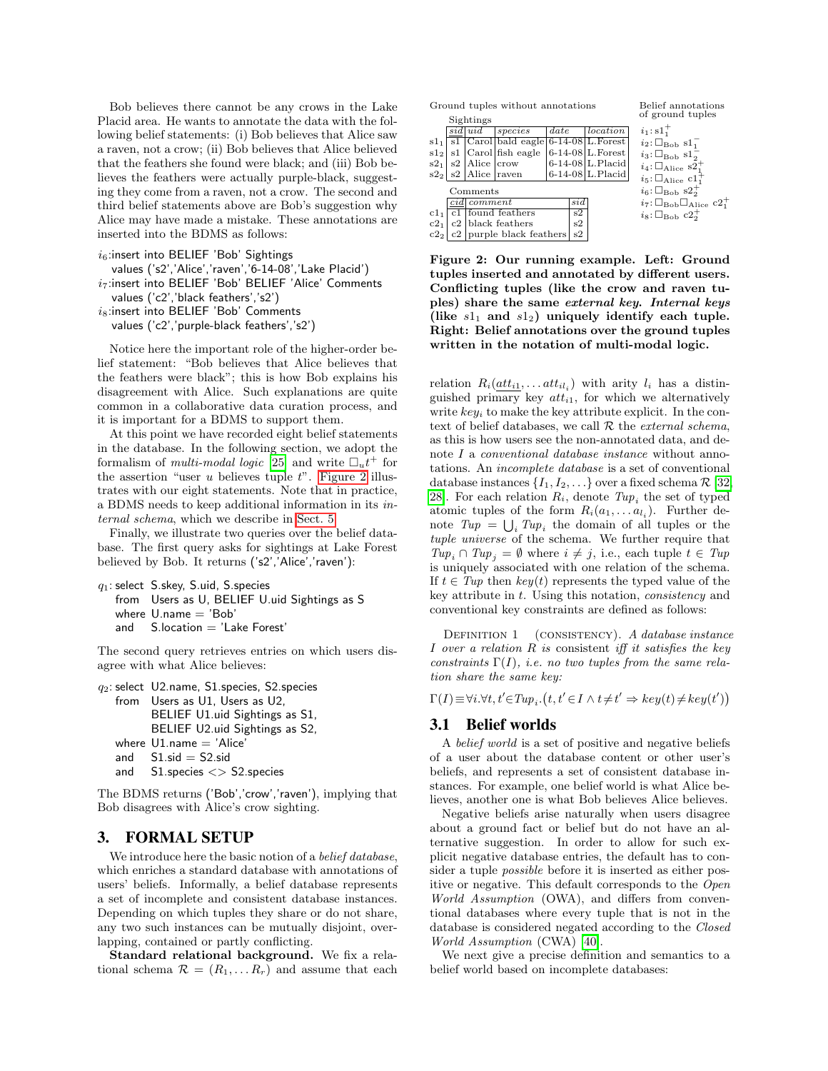Bob believes there cannot be any crows in the Lake Placid area. He wants to annotate the data with the following belief statements: (i) Bob believes that Alice saw a raven, not a crow; (ii) Bob believes that Alice believed that the feathers she found were black; and (iii) Bob believes the feathers were actually purple-black, suggesting they come from a raven, not a crow. The second and third belief statements above are Bob's suggestion why Alice may have made a mistake. These annotations are inserted into the BDMS as follows:

```
i6:insert into BELIEF 'Bob' Sightings
   values ('s2','Alice','raven','6-14-08','Lake Placid')
i7:insert into BELIEF 'Bob' BELIEF 'Alice' Comments
   values ('c2','black feathers','s2')
i8:insert into BELIEF 'Bob' Comments
   values ('c2','purple-black feathers','s2')
```

Notice here the important role of the higher-order belief statement: "Bob believes that Alice believes that the feathers were black"; this is how Bob explains his disagreement with Alice. Such explanations are quite common in a collaborative data curation process, and it is important for a BDMS to support them.

At this point we have recorded eight belief statements in the database. In the following section, we adopt the formalism of *multi-modal logic* [25] and write $\Box_u t^+$ for the assertion "user $u$ believes tuple $t$". Figure 2 illustrates with our eight statements. Note that in practice, a BDMS needs to keep additional information in its *internal schema*, which we describe in Sect. 5.

Finally, we illustrate two queries over the belief database. The first query asks for sightings at Lake Forest believed by Bob. It returns ('s2','Alice','raven'):

```
q1: select S.skey, S.uid, S.species
    from   Users as U, BELIEF U.uid Sightings as S
    where  U.name = 'Bob'
    and    S.location = 'Lake Forest'
```

The second query retrieves entries on which users disagree with what Alice believes:

```
q2: select U2.name, S1.species, S2.species
    from   Users as U1, Users as U2,
           BELIEF U1.uid Sightings as S1,
           BELIEF U2.uid Sightings as S2,
    where  U1.name = 'Alice'
    and    S1.sid = S2.sid
    and    S1.species <> S2.species
```

The BDMS returns ('Bob','crow','raven'), implying that Bob disagrees with Alice's crow sighting.

## 3. FORMAL SETUP

We introduce here the basic notion of a *belief database*, which enriches a standard database with annotations of users' beliefs. Informally, a belief database represents a set of incomplete and consistent database instances. Depending on which tuples they share or do not share, any two such instances can be mutually disjoint, overlapping, contained or partly conflicting.

**Standard relational background.** We fix a relational schema $\mathcal{R} = (R_1, \dots R_r)$ and assume that each

Ground tuples without annotations

Sightings

| | *sid* | *uid* | *species* | *date* | *location* |
|---|---|---|---|---|---|
| $s1_1$ | s1 | Carol | bald eagle | 6-14-08 | L.Forest |
| $s1_2$ | s1 | Carol | fish eagle | 6-14-08 | L.Forest |
| $s2_1$ | s2 | Alice | crow | 6-14-08 | L.Placid |
| $s2_2$ | s2 | Alice | raven | 6-14-08 | L.Placid |

Comments

| | *cid* | *comment* | *sid* |
|---|---|---|---|
| $c1_1$ | c1 | found feathers | s2 |
| $c2_1$ | c2 | black feathers | s2 |
| $c2_2$ | c2 | purple black feathers | s2 |

Belief annotations of ground tuples

$i_1$: $s1_1^+$
$i_2$: $\Box_{\text{Bob}}\ s1_1^-$
$i_3$: $\Box_{\text{Bob}}\ s1_2^+$
$i_4$: $\Box_{\text{Alice}}\ s2_1^+$
$i_5$: $\Box_{\text{Alice}}\ c1_1^+$
$i_6$: $\Box_{\text{Bob}}\ s2_2^+$
$i_7$: $\Box_{\text{Bob}}\Box_{\text{Alice}}\ c2_1^+$
$i_8$: $\Box_{\text{Bob}}\ c2_2^+$

**Figure 2: Our running example. Left: Ground tuples inserted and annotated by different users. Conflicting tuples (like the crow and raven tuples) share the same *external key*. *Internal keys* (like $s1_1$ and $s1_2$) uniquely identify each tuple. Right: Belief annotations over the ground tuples written in the notation of multi-modal logic.**

relation $R_i(\underline{att_{i1}}, \dots att_{il_i})$ with arity $l_i$ has a distinguished primary key $att_{i1}$, for which we alternatively write $key_i$ to make the key attribute explicit. In the context of belief databases, we call $\mathcal{R}$ the *external schema*, as this is how users see the non-annotated data, and denote $I$ a *conventional database instance* without annotations. An *incomplete database* is a set of conventional database instances $\{I_1, I_2, \dots\}$ over a fixed schema $\mathcal{R}$ [32, 28]. For each relation $R_i$, denote $Tup_i$ the set of typed atomic tuples of the form $R_i(a_1, \dots a_{l_i})$. Further denote $Tup = \bigcup_i Tup_i$ the domain of all tuples or the *tuple universe* of the schema. We further require that $Tup_i \cap Tup_j = \emptyset$ where $i \neq j$, i.e., each tuple $t \in Tup$ is uniquely associated with one relation of the schema. If $t \in Tup$ then $key(t)$ represents the typed value of the key attribute in $t$. Using this notation, *consistency* and conventional key constraints are defined as follows:

Definition 1 (Consistency). *A database instance $I$ over a relation $R$ is* consistent *iff it satisfies the key constraints $\Gamma(I)$, i.e. no two tuples from the same relation share the same key:*

$$\Gamma(I) \equiv \forall i. \forall t, t' \in Tup_i. \big(t, t' \in I \wedge t \neq t' \Rightarrow key(t) \neq key(t')\big)$$

### 3.1 Belief worlds

A *belief world* is a set of positive and negative beliefs of a user about the database content or other user's beliefs, and represents a set of consistent database instances. For example, one belief world is what Bob believes, another one is what Bob believes Alice believes.

Negative beliefs arise naturally when users disagree about a ground fact or belief but do not have an alternative suggestion. In order to allow for such explicit negative database entries, the default has to consider a tuple *possible* before it is inserted as either positive or negative. This default corresponds to the *Open World Assumption* (OWA), and differs from conventional databases where every tuple that is not in the database is considered negated according to the *Closed World Assumption* (CWA) [40].

We next give a precise definition and semantics to a belief world based on incomplete databases: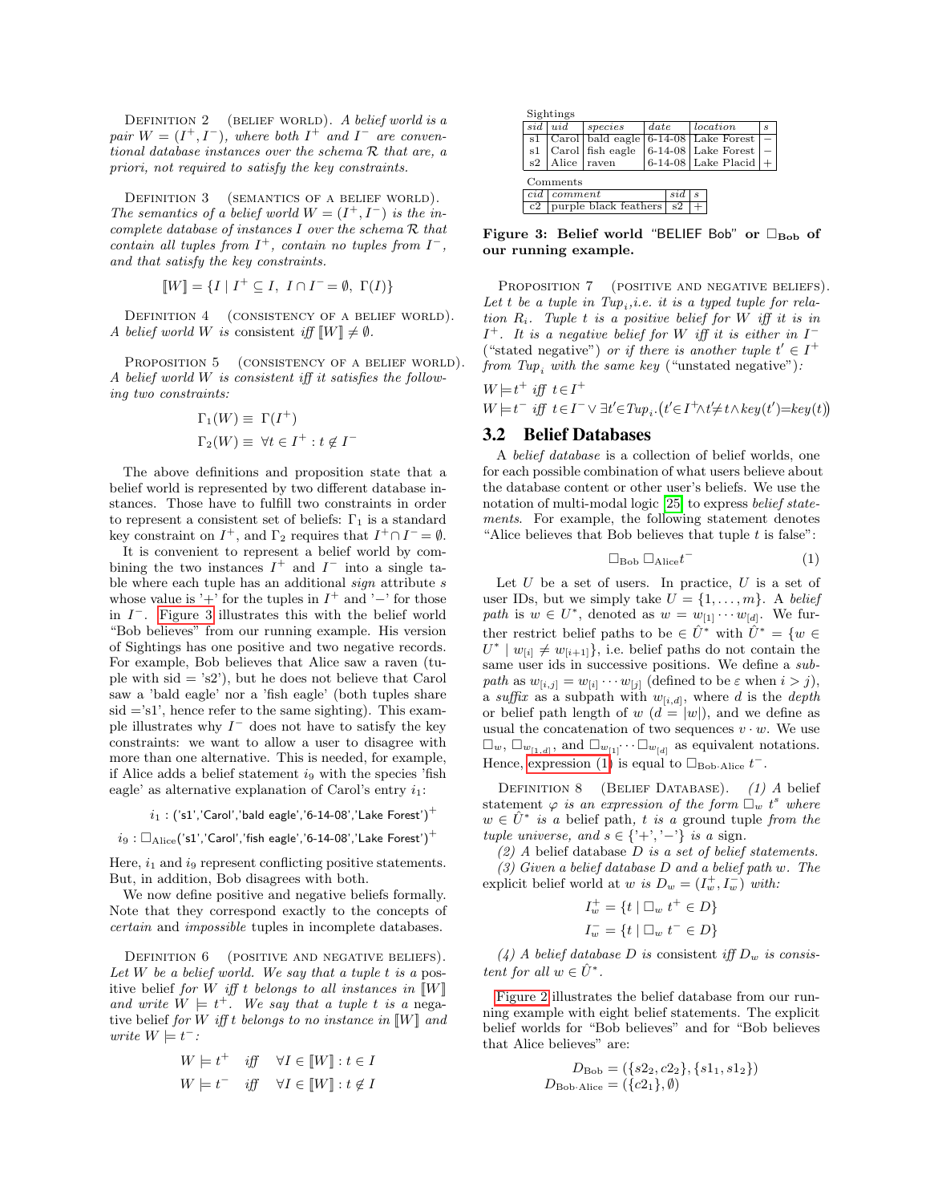**Definition 2** (belief world). *A belief world is a pair $W = (I^+, I^-)$, where both $I^+$ and $I^-$ are conventional database instances over the schema $\mathcal{R}$ that are, a priori, not required to satisfy the key constraints.*

**Definition 3** (semantics of a belief world). *The semantics of a belief world $W = (I^+, I^-)$ is the incomplete database of instances $I$ over the schema $\mathcal{R}$ that contain all tuples from $I^+$, contain no tuples from $I^-$, and that satisfy the key constraints.*

$$[\![W]\!] = \{I \mid I^+ \subseteq I,\ I \cap I^- = \emptyset,\ \Gamma(I)\}$$

**Definition 4** (consistency of a belief world). *A belief world $W$ is* consistent *iff $[\![W]\!] \neq \emptyset$.*

**Proposition 5** (consistency of a belief world). *A belief world $W$ is consistent iff it satisfies the following two constraints:*

$$\Gamma_1(W) \equiv \Gamma(I^+)$$
$$\Gamma_2(W) \equiv \forall t \in I^+ : t \notin I^-$$

The above definitions and proposition state that a belief world is represented by two different database instances. Those have to fulfill two constraints in order to represent a consistent set of beliefs: $\Gamma_1$ is a standard key constraint on $I^+$, and $\Gamma_2$ requires that $I^+ \cap I^- = \emptyset$.

It is convenient to represent a belief world by combining the two instances $I^+$ and $I^-$ into a single table where each tuple has an additional *sign* attribute $s$ whose value is '+' for the tuples in $I^+$ and '−' for those in $I^-$. Figure 3 illustrates this with the belief world "Bob believes" from our running example. His version of Sightings has one positive and two negative records. For example, Bob believes that Alice saw a raven (tuple with sid = 's2'), but he does not believe that Carol saw a 'bald eagle' nor a 'fish eagle' (both tuples share sid ='s1', hence refer to the same sighting). This example illustrates why $I^-$ does not have to satisfy the key constraints: we want to allow a user to disagree with more than one alternative. This is needed, for example, if Alice adds a belief statement $i_9$ with the species 'fish eagle' as alternative explanation of Carol's entry $i_1$:

$$i_1 : (\text{'s1'}, \text{'Carol'}, \text{'bald eagle'}, \text{'6-14-08'}, \text{'Lake Forest'})^+$$
$$i_9 : \Box_{\text{Alice}}(\text{'s1'}, \text{'Carol'}, \text{'fish eagle'}, \text{'6-14-08'}, \text{'Lake Forest'})^+$$

Here, $i_1$ and $i_9$ represent conflicting positive statements. But, in addition, Bob disagrees with both.

We now define positive and negative beliefs formally. Note that they correspond exactly to the concepts of *certain* and *impossible* tuples in incomplete databases.

**Definition 6** (positive and negative beliefs). *Let $W$ be a belief world. We say that a tuple $t$ is a* positive belief *for $W$ iff $t$ belongs to all instances in $[\![W]\!]$ and write $W \models t^+$. We say that a tuple $t$ is a* negative belief *for $W$ iff $t$ belongs to no instance in $[\![W]\!]$ and write $W \models t^-$:*

$$W \models t^+ \quad \textit{iff} \quad \forall I \in [\![W]\!] : t \in I$$
$$W \models t^- \quad \textit{iff} \quad \forall I \in [\![W]\!] : t \notin I$$

Sightings

| sid | uid | species | date | location | s |
|---|---|---|---|---|---|
| s1 | Carol | bald eagle | 6-14-08 | Lake Forest | − |
| s1 | Carol | fish eagle | 6-14-08 | Lake Forest | − |
| s2 | Alice | raven | 6-14-08 | Lake Placid | + |

Comments

| cid | comment | sid | s |
|---|---|---|---|
| c2 | purple black feathers | s2 | + |

**Figure 3: Belief world "BELIEF Bob" or $\Box_{\text{Bob}}$ of our running example.**

**Proposition 7** (positive and negative beliefs). *Let $t$ be a tuple in $Tup_i$, i.e. it is a typed tuple for relation $R_i$. Tuple $t$ is a positive belief for $W$ iff it is in $I^+$. It is a negative belief for $W$ iff it is either in $I^-$ ("stated negative") or if there is another tuple $t' \in I^+$ from $Tup_i$ with the same key ("unstated negative"):*

$$W \models t^+ \text{ iff } t \in I^+$$
$$W \models t^- \text{ iff } t \in I^- \vee \exists t' \in Tup_i.\big(t' \in I^+ \wedge t' \neq t \wedge key(t') = key(t)\big)$$

## 3.2 Belief Databases

A *belief database* is a collection of belief worlds, one for each possible combination of what users believe about the database content or other user's beliefs. We use the notation of multi-modal logic [25] to express *belief statements*. For example, the following statement denotes "Alice believes that Bob believes that tuple $t$ is false":

$$\Box_{\text{Bob}}\, \Box_{\text{Alice}} t^- \tag{1}$$

Let $U$ be a set of users. In practice, $U$ is a set of user IDs, but we simply take $U = \{1, \ldots, m\}$. A *belief path* is $w \in U^*$, denoted as $w = w_{[1]} \cdots w_{[d]}$. We further restrict belief paths to be $\in \hat{U}^*$ with $\hat{U}^* = \{w \in U^* \mid w_{[i]} \neq w_{[i+1]}\}$, i.e. belief paths do not contain the same user ids in successive positions. We define a *subpath* as $w_{[i,j]} = w_{[i]} \cdots w_{[j]}$ (defined to be $\varepsilon$ when $i > j$), a *suffix* as a subpath with $w_{[i,d]}$, where $d$ is the *depth* or belief path length of $w$ ($d = |w|$), and we define as usual the concatenation of two sequences $v \cdot w$. We use $\Box_w$, $\Box_{w_{[1,d]}}$, and $\Box_{w_{[1]}} \cdots \Box_{w_{[d]}}$ as equivalent notations. Hence, expression (1) is equal to $\Box_{\text{Bob} \cdot \text{Alice}}\, t^-$.

**Definition 8** (Belief Database). *(1) A* belief statement *$\varphi$ is an expression of the form $\Box_w\, t^s$ where $w \in \hat{U}^*$ is a* belief path*, $t$ is a* ground tuple *from the tuple universe, and $s \in \{\text{'+'}, \text{'−'}\}$ is a* sign*.*

*(2) A* belief database *$D$ is a set of belief statements.*

*(3) Given a belief database $D$ and a belief path $w$. The* explicit belief world *at $w$ is $D_w = (I^+_w, I^-_w)$ with:*

$$I^+_w = \{t \mid \Box_w\, t^+ \in D\}$$
$$I^-_w = \{t \mid \Box_w\, t^- \in D\}$$

*(4) A belief database $D$ is* consistent *iff $D_w$ is consistent for all $w \in \hat{U}^*$.*

Figure 2 illustrates the belief database from our running example with eight belief statements. The explicit belief worlds for "Bob believes" and for "Bob believes that Alice believes" are:

$$D_{\text{Bob}} = (\{s2_2, c2_2\}, \{s1_1, s1_2\})$$
$$D_{\text{Bob}\cdot\text{Alice}} = (\{c2_1\}, \emptyset)$$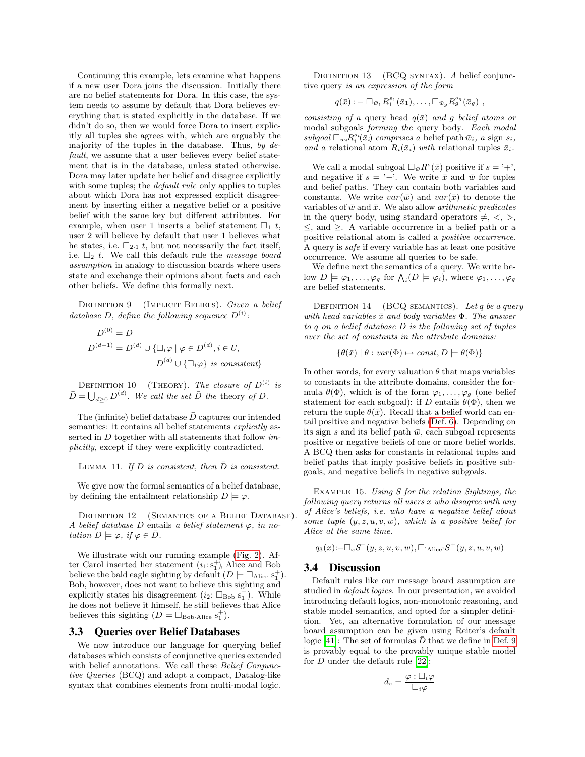Continuing this example, lets examine what happens if a new user Dora joins the discussion. Initially there are no belief statements for Dora. In this case, the system needs to assume by default that Dora believes everything that is stated explicitly in the database. If we didn't do so, then we would force Dora to insert explicitly all tuples she agrees with, which are arguably the majority of the tuples in the database. Thus, *by default*, we assume that a user believes every belief statement that is in the database, unless stated otherwise. Dora may later update her belief and disagree explicitly with some tuples; the *default rule* only applies to tuples about which Dora has not expressed explicit disagreement by inserting either a negative belief or a positive belief with the same key but different attributes. For example, when user 1 inserts a belief statement $\Box_1\ t$, user 2 will believe by default that user 1 believes what he states, i.e. $\Box_{2\cdot 1}\ t$, but not necessarily the fact itself, i.e. $\Box_2\ t$. We call this default rule the *message board assumption* in analogy to discussion boards where users state and exchange their opinions about facts and each other beliefs. We define this formally next.

Definition 9 (Implicit Beliefs). *Given a belief database $D$, define the following sequence $D^{(i)}$:*

$$D^{(0)} = D$$
$$D^{(d+1)} = D^{(d)} \cup \{\Box_i \varphi \mid \varphi \in D^{(d)}, i \in U, D^{(d)} \cup \{\Box_i \varphi\} \text{ is consistent}\}$$

Definition 10 (Theory). *The closure of $D^{(i)}$ is $\bar{D} = \bigcup_{d \geq 0} D^{(d)}$. We call the set $\bar{D}$ the* theory *of $D$.*

The (infinite) belief database $\bar{D}$ captures our intended semantics: it contains all belief statements *explicitly* asserted in $D$ together with all statements that follow *implicitly*, except if they were explicitly contradicted.

Lemma 11. *If $D$ is consistent, then $\bar{D}$ is consistent.*

We give now the formal semantics of a belief database, by defining the entailment relationship $D \models \varphi$.

Definition 12 (Semantics of a Belief Database). *A belief database $D$ entails a belief statement $\varphi$, in notation $D \models \varphi$, if $\varphi \in \bar{D}$.*

We illustrate with our running example (Fig. 2). After Carol inserted her statement ($i_1$:$s_1^+$), Alice and Bob believe the bald eagle sighting by default ($D \models \Box_{\text{Alice}}\ s_1^+$). Bob, however, does not want to believe this sighting and explicitly states his disagreement ($i_2$: $\Box_{\text{Bob}}\ s_1^-$). While he does not believe it himself, he still believes that Alice believes this sighting ($D \models \Box_{\text{Bob}\cdot\text{Alice}}\ s_1^+$).

### 3.3 Queries over Belief Databases

We now introduce our language for querying belief databases which consists of conjunctive queries extended with belief annotations. We call these *Belief Conjunctive Queries* (BCQ) and adopt a compact, Datalog-like syntax that combines elements from multi-modal logic.

Definition 13 (BCQ syntax). *A belief conjunctive query is an expression of the form*

$$q(\bar{x}) :- \Box_{\bar{w}_1} R_1^{s_1}(\bar{x}_1), \ldots, \Box_{\bar{w}_g} R_g^{s_g}(\bar{x}_g)\ ,$$

*consisting of a query head $q(\bar{x})$ and $g$ belief atoms or* modal subgoals *forming the* query body*. Each modal subgoal $\Box_{\bar{w}_i} R_i^{s_i}(\bar{x}_i)$ comprises a belief path $\bar{w}_i$, a sign $s_i$, and a relational atom $R_i(\bar{x}_i)$ with relational tuples $\bar{x}_i$.*

We call a modal subgoal $\Box_{\bar{w}} R^s(\bar{x})$ positive if $s$ = '+', and negative if $s$ = '−'. We write $\bar{x}$ and $\bar{w}$ for tuples and belief paths. They can contain both variables and constants. We write $var(\bar{w})$ and $var(\bar{x})$ to denote the variables of $\bar{w}$ and $\bar{x}$. We also allow *arithmetic predicates* in the query body, using standard operators $\neq$, $<$, $>$, $\leq$, and $\geq$. A variable occurrence in a belief path or a positive relational atom is called a *positive occurrence*. A query is *safe* if every variable has at least one positive occurrence. We assume all queries to be safe.

We define next the semantics of a query. We write below $D \models \varphi_1, \ldots, \varphi_g$ for $\bigwedge_i (D \models \varphi_i)$, where $\varphi_1, \ldots, \varphi_g$ are belief statements.

Definition 14 (BCQ semantics). *Let $q$ be a query with head variables $\bar{x}$ and body variables $\Phi$. The answer to $q$ on a belief database $D$ is the following set of tuples over the set of constants in the attribute domains:*

$$\{\theta(\bar{x}) \mid \theta : var(\Phi) \mapsto const, D \models \theta(\Phi)\}$$

In other words, for every valuation $\theta$ that maps variables to constants in the attribute domains, consider the formula $\theta(\Phi)$, which is of the form $\varphi_1, \ldots, \varphi_g$ (one belief statement for each subgoal): if $D$ entails $\theta(\Phi)$, then we return the tuple $\theta(\bar{x})$. Recall that a belief world can entail positive and negative beliefs (Def. 6). Depending on its sign $s$ and its belief path $\bar{w}$, each subgoal represents positive or negative beliefs of one or more belief worlds. A BCQ then asks for constants in relational tuples and belief paths that imply positive beliefs in positive subgoals, and negative beliefs in negative subgoals.

Example 15. *Using $S$ for the relation Sightings, the following query returns all users $x$ who disagree with any of Alice's beliefs, i.e. who have a negative belief about some tuple $(y, z, u, v, w)$, which is a positive belief for Alice at the same time.*

$$q_3(x) :- \Box_x S^-(y, z, u, v, w), \Box_{\text{'Alice'}} S^+(y, z, u, v, w)$$

### 3.4 Discussion

Default rules like our message board assumption are studied in *default logics*. In our presentation, we avoided introducing default logics, non-monotonic reasoning, and stable model semantics, and opted for a simpler definition. Yet, an alternative formulation of our message board assumption can be given using Reiter's default logic [41]: The set of formulas $\bar{D}$ that we define in Def. 9 is provably equal to the provably unique stable model for $D$ under the default rule [22]:

$$d_s = \frac{\varphi : \Box_i \varphi}{\Box_i \varphi}$$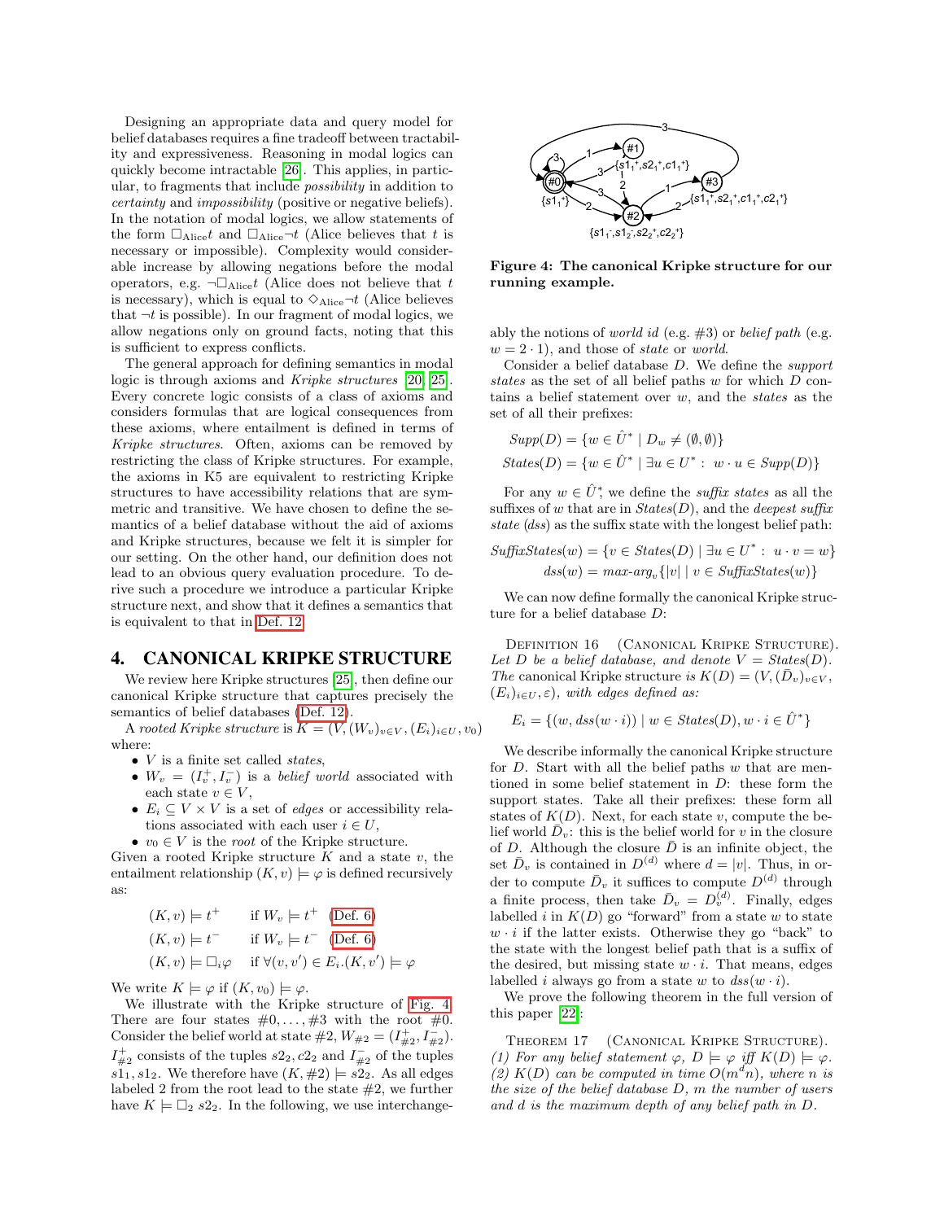Designing an appropriate data and query model for belief databases requires a fine tradeoff between tractability and expressiveness. Reasoning in modal logics can quickly become intractable [26]. This applies, in particular, to fragments that include *possibility* in addition to *certainty* and *impossibility* (positive or negative beliefs). In the notation of modal logics, we allow statements of the form $\square_{\text{Alice}} t$ and $\square_{\text{Alice}} \neg t$ (Alice believes that $t$ is necessary or impossible). Complexity would considerable increase by allowing negations before the modal operators, e.g. $\neg\square_{\text{Alice}} t$ (Alice does not believe that $t$ is necessary), which is equal to $\diamond_{\text{Alice}} \neg t$ (Alice believes that $\neg t$ is possible). In our fragment of modal logics, we allow negations only on ground facts, noting that this is sufficient to express conflicts.

The general approach for defining semantics in modal logic is through axioms and *Kripke structures* [20, 25]. Every concrete logic consists of a class of axioms and considers formulas that are logical consequences from these axioms, where entailment is defined in terms of *Kripke structures*. Often, axioms can be removed by restricting the class of Kripke structures. For example, the axioms in K5 are equivalent to restricting Kripke structures to have accessibility relations that are symmetric and transitive. We have chosen to define the semantics of a belief database without the aid of axioms and Kripke structures, because we felt it is simpler for our setting. On the other hand, our definition does not lead to an obvious query evaluation procedure. To derive such a procedure we introduce a particular Kripke structure next, and show that it defines a semantics that is equivalent to that in Def. 12.

## 4. CANONICAL KRIPKE STRUCTURE

We review here Kripke structures [25], then define our canonical Kripke structure that captures precisely the semantics of belief databases (Def. 12).

A *rooted Kripke structure* is $K = (V, (W_v)_{v \in V}, (E_i)_{i \in U}, v_0)$ where:

- $V$ is a finite set called *states*,
- $W_v = (I_v^+, I_v^-)$ is a *belief world* associated with each state $v \in V$,
- $E_i \subseteq V \times V$ is a set of *edges* or accessibility relations associated with each user $i \in U$,
- $v_0 \in V$ is the *root* of the Kripke structure.

Given a rooted Kripke structure $K$ and a state $v$, the entailment relationship $(K, v) \models \varphi$ is defined recursively as:

$$
\begin{aligned}
(K, v) &\models t^+ &&\text{if } W_v \models t^+ \quad \text{(Def. 6)}\\
(K, v) &\models t^- &&\text{if } W_v \models t^- \quad \text{(Def. 6)}\\
(K, v) &\models \square_i \varphi &&\text{if } \forall (v, v') \in E_i.(K, v') \models \varphi
\end{aligned}
$$

We write $K \models \varphi$ if $(K, v_0) \models \varphi$.

We illustrate with the Kripke structure of Fig. 4. There are four states $\#0, \ldots, \#3$ with the root $\#0$. Consider the belief world at state #2, $W_{\#2} = (I_{\#2}^+, I_{\#2}^-)$. $I_{\#2}^+$ consists of the tuples $s2_2, c2_2$ and $I_{\#2}^-$ of the tuples $s1_1, s1_2$. We therefore have $(K, \#2) \models s2_2$. As all edges labeled 2 from the root lead to the state #2, we further have $K \models \square_2\, s2_2$. In the following, we use interchangeably the notions of *world id* (e.g. #3) or *belief path* (e.g. $w = 2 \cdot 1$), and those of *state* or *world*.

**Figure 4: The canonical Kripke structure for our running example.**

Consider a belief database $D$. We define the *support states* as the set of all belief paths $w$ for which $D$ contains a belief statement over $w$, and the *states* as the set of all their prefixes:

$$
\begin{aligned}
\mathit{Supp}(D) &= \{w \in \hat{U}^* \mid D_w \neq (\emptyset, \emptyset)\}\\
\mathit{States}(D) &= \{w \in \hat{U}^* \mid \exists u \in U^* :\ w \cdot u \in \mathit{Supp}(D)\}
\end{aligned}
$$

For any $w \in \hat{U}^*$, we define the *suffix states* as all the suffixes of $w$ that are in $\mathit{States}(D)$, and the *deepest suffix state* (*dss*) as the suffix state with the longest belief path:

$$
\begin{aligned}
\mathit{SuffixStates}(w) &= \{v \in \mathit{States}(D) \mid \exists u \in U^* :\ u \cdot v = w\}\\
\mathit{dss}(w) &= \mathit{max\text{-}arg}_v\{|v| \mid v \in \mathit{SuffixStates}(w)\}
\end{aligned}
$$

We can now define formally the canonical Kripke structure for a belief database $D$:

Definition 16 (Canonical Kripke Structure). *Let $D$ be a belief database, and denote $V = \mathit{States}(D)$. The* canonical Kripke structure *is $K(D) = (V, (\bar{D}_v)_{v \in V}, (E_i)_{i \in U}, \varepsilon)$, with edges defined as:*

$$
E_i = \{(w, \mathit{dss}(w \cdot i)) \mid w \in \mathit{States}(D), w \cdot i \in \hat{U}^*\}
$$

We describe informally the canonical Kripke structure for $D$. Start with all the belief paths $w$ that are mentioned in some belief statement in $D$: these form the support states. Take all their prefixes: these form all states of $K(D)$. Next, for each state $v$, compute the belief world $\bar{D}_v$: this is the belief world for $v$ in the closure of $D$. Although the closure $\bar{D}$ is an infinite object, the set $\bar{D}_v$ is contained in $D^{(d)}$ where $d = |v|$. Thus, in order to compute $\bar{D}_v$ it suffices to compute $D^{(d)}$ through a finite process, then take $\bar{D}_v = D_v^{(d)}$. Finally, edges labelled $i$ in $K(D)$ go "forward" from a state $w$ to state $w \cdot i$ if the latter exists. Otherwise they go "back" to the state with the longest belief path that is a suffix of the desired, but missing state $w \cdot i$. That means, edges labelled $i$ always go from a state $w$ to $\mathit{dss}(w \cdot i)$.

We prove the following theorem in the full version of this paper [22]:

Theorem 17 (Canonical Kripke Structure). *(1) For any belief statement $\varphi$, $D \models \varphi$ iff $K(D) \models \varphi$. (2) $K(D)$ can be computed in time $O(m^d n)$, where $n$ is the size of the belief database $D$, $m$ the number of users and $d$ is the maximum depth of any belief path in $D$.*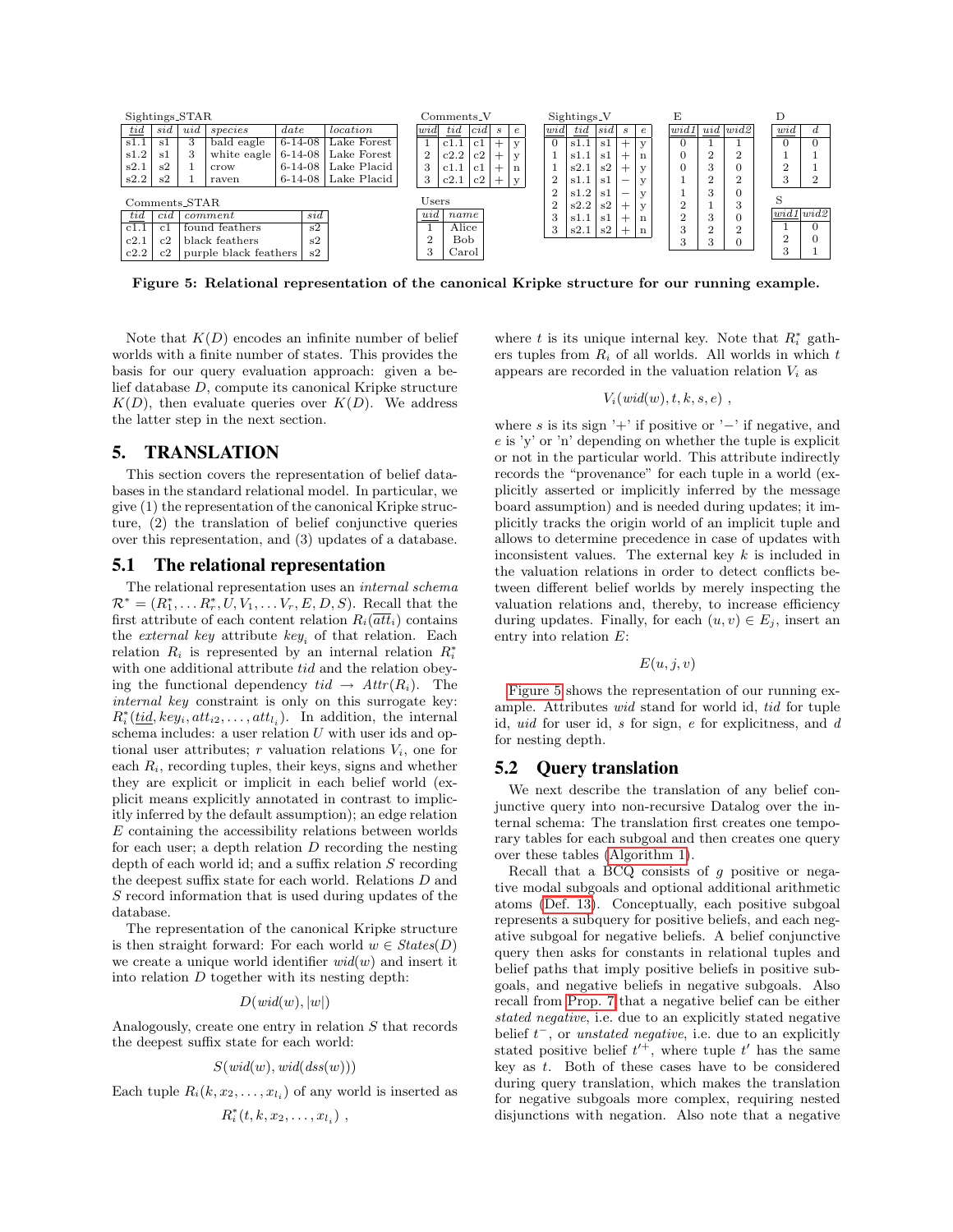Sightings_STAR

| tid | sid | uid | species | date | location |
| --- | --- | --- | --- | --- | --- |
| s1.1 | s1 | 3 | bald eagle | 6-14-08 | Lake Forest |
| s1.2 | s1 | 3 | white eagle | 6-14-08 | Lake Forest |
| s2.1 | s2 | 1 | crow | 6-14-08 | Lake Placid |
| s2.2 | s2 | 1 | raven | 6-14-08 | Lake Placid |

Comments_STAR

| tid | cid | comment | sid |
| --- | --- | --- | --- |
| c1.1 | c1 | found feathers | s2 |
| c2.1 | c2 | black feathers | s2 |
| c2.2 | c2 | purple black feathers | s2 |

Comments_V

| wid | tid | cid | s | e |
| --- | --- | --- | --- | --- |
| 1 | c1.1 | c1 | + | y |
| 2 | c2.2 | c2 | + | y |
| 3 | c1.1 | c1 | + | n |
| 3 | c2.1 | c2 | + | y |

Users

| uid | name |
| --- | --- |
| 1 | Alice |
| 2 | Bob |
| 3 | Carol |

Sightings_V

| wid | tid | sid | s | e |
| --- | --- | --- | --- | --- |
| 0 | s1.1 | s1 | + | y |
| 1 | s1.1 | s1 | + | n |
| 1 | s2.1 | s2 | + | y |
| 2 | s1.1 | s1 | − | y |
| 2 | s1.2 | s1 | − | y |
| 2 | s2.2 | s2 | + | y |
| 3 | s1.1 | s1 | + | n |
| 3 | s2.1 | s2 | + | n |

E

| wid1 | uid | wid2 |
| --- | --- | --- |
| 0 | 1 | 1 |
| 0 | 2 | 2 |
| 0 | 3 | 0 |
| 1 | 2 | 2 |
| 1 | 3 | 0 |
| 2 | 1 | 3 |
| 2 | 3 | 0 |
| 3 | 2 | 2 |
| 3 | 3 | 0 |

D

| wid | d |
| --- | --- |
| 0 | 0 |
| 1 | 1 |
| 2 | 1 |
| 3 | 2 |

S

| wid1 | wid2 |
| --- | --- |
| 1 | 0 |
| 2 | 0 |
| 3 | 1 |

**Figure 5: Relational representation of the canonical Kripke structure for our running example.**

Note that $K(D)$ encodes an infinite number of belief worlds with a finite number of states. This provides the basis for our query evaluation approach: given a belief database $D$, compute its canonical Kripke structure $K(D)$, then evaluate queries over $K(D)$. We address the latter step in the next section.

## 5. TRANSLATION

This section covers the representation of belief databases in the standard relational model. In particular, we give (1) the representation of the canonical Kripke structure, (2) the translation of belief conjunctive queries over this representation, and (3) updates of a database.

### 5.1 The relational representation

The relational representation uses an *internal schema* $\mathcal{R}^* = (R_1^*, \ldots R_r^*, U, V_1, \ldots V_r, E, D, S)$. Recall that the first attribute of each content relation $R_i(\overline{att_i})$ contains the *external key* attribute $key_i$ of that relation. Each relation $R_i$ is represented by an internal relation $R_i^*$ with one additional attribute *tid* and the relation obeying the functional dependency $tid \rightarrow Attr(R_i)$. The *internal key* constraint is only on this surrogate key: $R_i^*(\underline{tid}, key_i, att_{i2}, \ldots, att_{l_i})$. In addition, the internal schema includes: a user relation $U$ with user ids and optional user attributes; $r$ valuation relations $V_i$, one for each $R_i$, recording tuples, their keys, signs and whether they are explicit or implicit in each belief world (explicit means explicitly annotated in contrast to implicitly inferred by the default assumption); an edge relation $E$ containing the accessibility relations between worlds for each user; a depth relation $D$ recording the nesting depth of each world id; and a suffix relation $S$ recording the deepest suffix state for each world. Relations $D$ and $S$ record information that is used during updates of the database.

The representation of the canonical Kripke structure is then straight forward: For each world $w \in States(D)$ we create a unique world identifier $wid(w)$ and insert it into relation $D$ together with its nesting depth:

$$D(wid(w), |w|)$$

Analogously, create one entry in relation $S$ that records the deepest suffix state for each world:

$$S(wid(w), wid(dss(w)))$$

Each tuple $R_i(k, x_2, \ldots, x_{l_i})$ of any world is inserted as

$$R_i^*(t, k, x_2, \ldots, x_{l_i}) \ ,$$

where $t$ is its unique internal key. Note that $R_i^*$ gathers tuples from $R_i$ of all worlds. All worlds in which $t$ appears are recorded in the valuation relation $V_i$ as

$$V_i(wid(w), t, k, s, e) \ ,$$

where $s$ is its sign '+' if positive or '−' if negative, and $e$ is 'y' or 'n' depending on whether the tuple is explicit or not in the particular world. This attribute indirectly records the "provenance" for each tuple in a world (explicitly asserted or implicitly inferred by the message board assumption) and is needed during updates; it implicitly tracks the origin world of an implicit tuple and allows to determine precedence in case of updates with inconsistent values. The external key $k$ is included in the valuation relations in order to detect conflicts between different belief worlds by merely inspecting the valuation relations and, thereby, to increase efficiency during updates. Finally, for each $(u, v) \in E_j$, insert an entry into relation $E$:

$$E(u, j, v)$$

Figure 5 shows the representation of our running example. Attributes *wid* stand for world id, *tid* for tuple id, *uid* for user id, *s* for sign, *e* for explicitness, and *d* for nesting depth.

### 5.2 Query translation

We next describe the translation of any belief conjunctive query into non-recursive Datalog over the internal schema: The translation first creates one temporary tables for each subgoal and then creates one query over these tables (Algorithm 1).

Recall that a BCQ consists of $g$ positive or negative modal subgoals and optional additional arithmetic atoms (Def. 13). Conceptually, each positive subgoal represents a subquery for positive beliefs, and each negative subgoal for negative beliefs. A belief conjunctive query then asks for constants in relational tuples and belief paths that imply positive beliefs in positive subgoals, and negative beliefs in negative subgoals. Also recall from Prop. 7 that a negative belief can be either *stated negative*, i.e. due to an explicitly stated negative belief $t^-$, or *unstated negative*, i.e. due to an explicitly stated positive belief $t'^+$, where tuple $t'$ has the same key as $t$. Both of these cases have to be considered during query translation, which makes the translation for negative subgoals more complex, requiring nested disjunctions with negation. Also note that a negative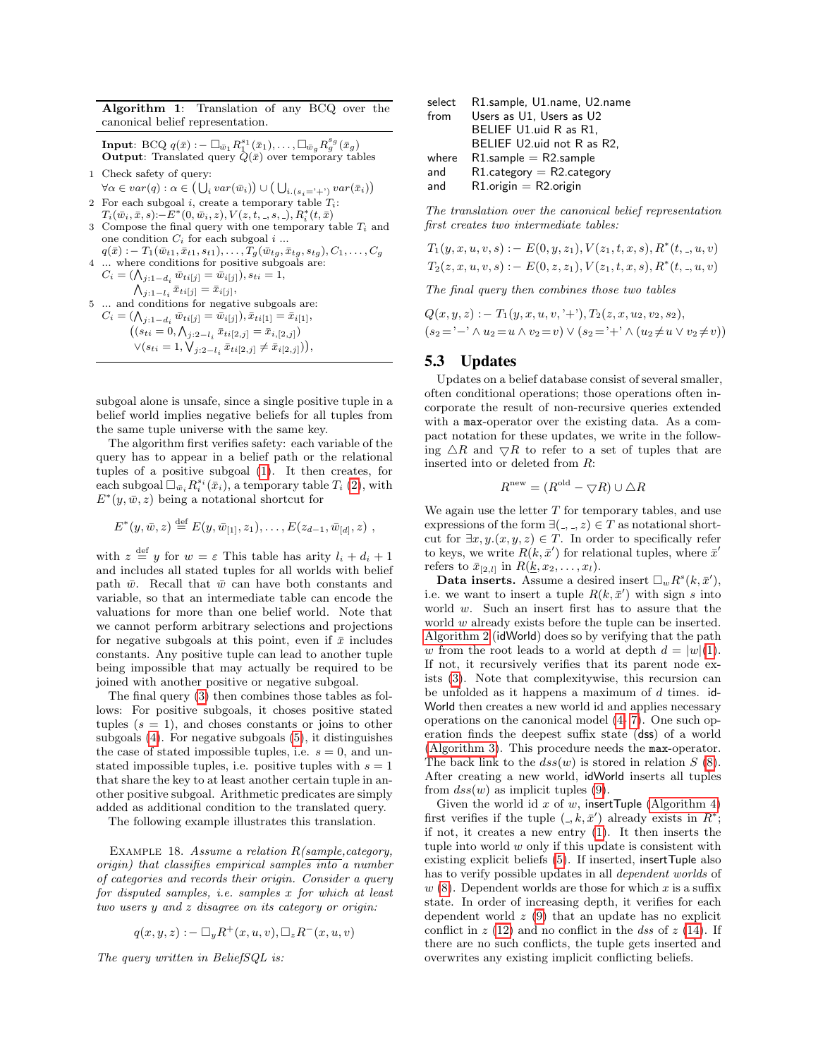**Algorithm 1**: Translation of any BCQ over the canonical belief representation.

**Input**: BCQ $q(\bar{x}) :- \Box_{\bar{w}_1} R_1^{s_1}(\bar{x}_1), \ldots, \Box_{\bar{w}_g} R_g^{s_g}(\bar{x}_g)$
**Output**: Translated query $Q(\bar{x})$ over temporary tables

1. Check safety of query:
   $\forall \alpha \in var(q) : \alpha \in \big(\bigcup_i var(\bar{w}_i)\big) \cup \big(\bigcup_{i.(s_i='+')} var(\bar{x}_i)\big)$
2. For each subgoal $i$, create a temporary table $T_i$:
   $T_i(\bar{w}_i, \bar{x}, s) :- E^*(0, \bar{w}_i, z), V(z, t, \_, s, \_), R_i^*(t, \bar{x})$
3. Compose the final query with one temporary table $T_i$ and one condition $C_i$ for each subgoal $i$ ...
   $q(\bar{x}) :- T_1(\bar{w}_{t1}, \bar{x}_{t1}, s_{t1}), \ldots, T_g(\bar{w}_{tg}, \bar{x}_{tg}, s_{tg}), C_1, \ldots, C_g$
4. ... where conditions for positive subgoals are:
   $C_i = (\bigwedge_{j:1-d_i} \bar{w}_{ti[j]} = \bar{w}_{i[j]}), s_{ti} = 1,$
   $\bigwedge_{j:1-l_i} \bar{x}_{ti[j]} = \bar{x}_{i[j]},$
5. ... and conditions for negative subgoals are:
   $C_i = (\bigwedge_{j:1-d_i} \bar{w}_{ti[j]} = \bar{w}_{i[j]}), \bar{x}_{ti[1]} = \bar{x}_{i[1]},$
   $\big((s_{ti} = 0, \bigwedge_{j:2-l_i} \bar{x}_{ti[2,j]} = \bar{x}_{i,[2,j]})$
   $\vee (s_{ti} = 1, \bigvee_{j:2-l_i} \bar{x}_{ti[2,j]} \neq \bar{x}_{i,[2,j]})\big),$

subgoal alone is unsafe, since a single positive tuple in a belief world implies negative beliefs for all tuples from the same tuple universe with the same key.

The algorithm first verifies safety: each variable of the query has to appear in a belief path or the relational tuples of a positive subgoal (1). It then creates, for each subgoal $\Box_{\bar{w}_i} R_i^{s_i}(\bar{x}_i)$, a temporary table $T_i$ (2), with $E^*(y, \bar{w}, z)$ being a notational shortcut for

$$E^*(y, \bar{w}, z) \overset{\text{def}}{=} E(y, \bar{w}_{[1]}, z_1), \ldots, E(z_{d-1}, \bar{w}_{[d]}, z) \ ,$$

with $z \overset{\text{def}}{=} y$ for $w = \varepsilon$ This table has arity $l_i + d_i + 1$ and includes all stated tuples for all worlds with belief path $\bar{w}$. Recall that $\bar{w}$ can have both constants and variable, so that an intermediate table can encode the valuations for more than one belief world. Note that we cannot perform arbitrary selections and projections for negative subgoals at this point, even if $\bar{x}$ includes constants. Any positive tuple can lead to another tuple being impossible that may actually be required to be joined with another positive or negative subgoal.

The final query (3) then combines those tables as follows: For positive subgoals, it choses positive stated tuples ($s = 1$), and choses constants or joins to other subgoals (4). For negative subgoals (5), it distinguishes the case of stated impossible tuples, i.e. $s = 0$, and unstated impossible tuples, i.e. positive tuples with $s = 1$ that share the key to at least another certain tuple in another positive subgoal. Arithmetic predicates are simply added as additional condition to the translated query.

The following example illustrates this translation.

Example 18. *Assume a relation R(sample, category, origin) that classifies empirical samples into a number of categories and records their origin. Consider a query for disputed samples, i.e. samples x for which at least two users y and z disagree on its category or origin:*

$$q(x, y, z) :- \Box_y R^+(x, u, v), \Box_z R^-(x, u, v)$$

*The query written in BeliefSQL is:*

```
select  R1.sample, U1.name, U2.name
from    Users as U1, Users as U2
        BELIEF U1.uid R as R1,
        BELIEF U2.uid not R as R2,
where   R1.sample = R2.sample
and     R1.category = R2.category
and     R1.origin = R2.origin
```

*The translation over the canonical belief representation first creates two intermediate tables:*

$$T_1(y, x, u, v, s) :- E(0, y, z_1), V(z_1, t, x, s), R^*(t, \_, u, v)$$
$$T_2(z, x, u, v, s) :- E(0, z, z_1), V(z_1, t, x, s), R^*(t, \_, u, v)$$

*The final query then combines those two tables*

$$Q(x, y, z) :- T_1(y, x, u, v, '+'), T_2(z, x, u_2, v_2, s_2),$$
$$(s_2 = '-' \wedge u_2 = u \wedge v_2 = v) \vee (s_2 = '+' \wedge (u_2 \neq u \vee v_2 \neq v))$$

## 5.3 Updates

Updates on a belief database consist of several smaller, often conditional operations; those operations often incorporate the result of non-recursive queries extended with a max-operator over the existing data. As a compact notation for these updates, we write in the following $\triangle R$ and $\bigtriangledown R$ to refer to a set of tuples that are inserted into or deleted from $R$:

$$R^{\text{new}} = (R^{\text{old}} - \bigtriangledown R) \cup \triangle R$$

We again use the letter $T$ for temporary tables, and use expressions of the form $\exists(\_, \_, z) \in T$ as notational shortcut for $\exists x, y.(x, y, z) \in T$. In order to specifically refer to keys, we write $R(k, \bar{x}')$ for relational tuples, where $\bar{x}'$ refers to $\bar{x}_{[2,l]}$ in $R(\underline{k}, x_2, \ldots, x_l)$.

**Data inserts.** Assume a desired insert $\Box_w R^s(k, \bar{x}')$, i.e. we want to insert a tuple $R(k, \bar{x}')$ with sign $s$ into world $w$. Such an insert first has to assure that the world $w$ already exists before the tuple can be inserted. Algorithm 2 (idWorld) does so by verifying that the path $w$ from the root leads to a world at depth $d = |w|$(1). If not, it recursively verifies that its parent node exists (3). Note that complexitywise, this recursion can be unfolded as it happens a maximum of $d$ times. idWorld then creates a new world id and applies necessary operations on the canonical model (4–7). One such operation finds the deepest suffix state (dss) of a world (Algorithm 3). This procedure needs the max-operator. The back link to the $dss(w)$ is stored in relation $S$ (8). After creating a new world, idWorld inserts all tuples from $dss(w)$ as implicit tuples (9).

Given the world id $x$ of $w$, insertTuple (Algorithm 4) first verifies if the tuple $(\_, k, \bar{x}')$ already exists in $R^*$; if not, it creates a new entry (1). It then inserts the tuple into world $w$ only if this update is consistent with existing explicit beliefs (5). If inserted, insertTuple also has to verify possible updates in all *dependent worlds* of $w$ (8). Dependent worlds are those for which $x$ is a suffix state. In order of increasing depth, it verifies for each dependent world $z$ (9) that an update has no explicit conflict in $z$ (12) and no conflict in the $dss$ of $z$ (14). If there are no such conflicts, the tuple gets inserted and overwrites any existing implicit conflicting beliefs.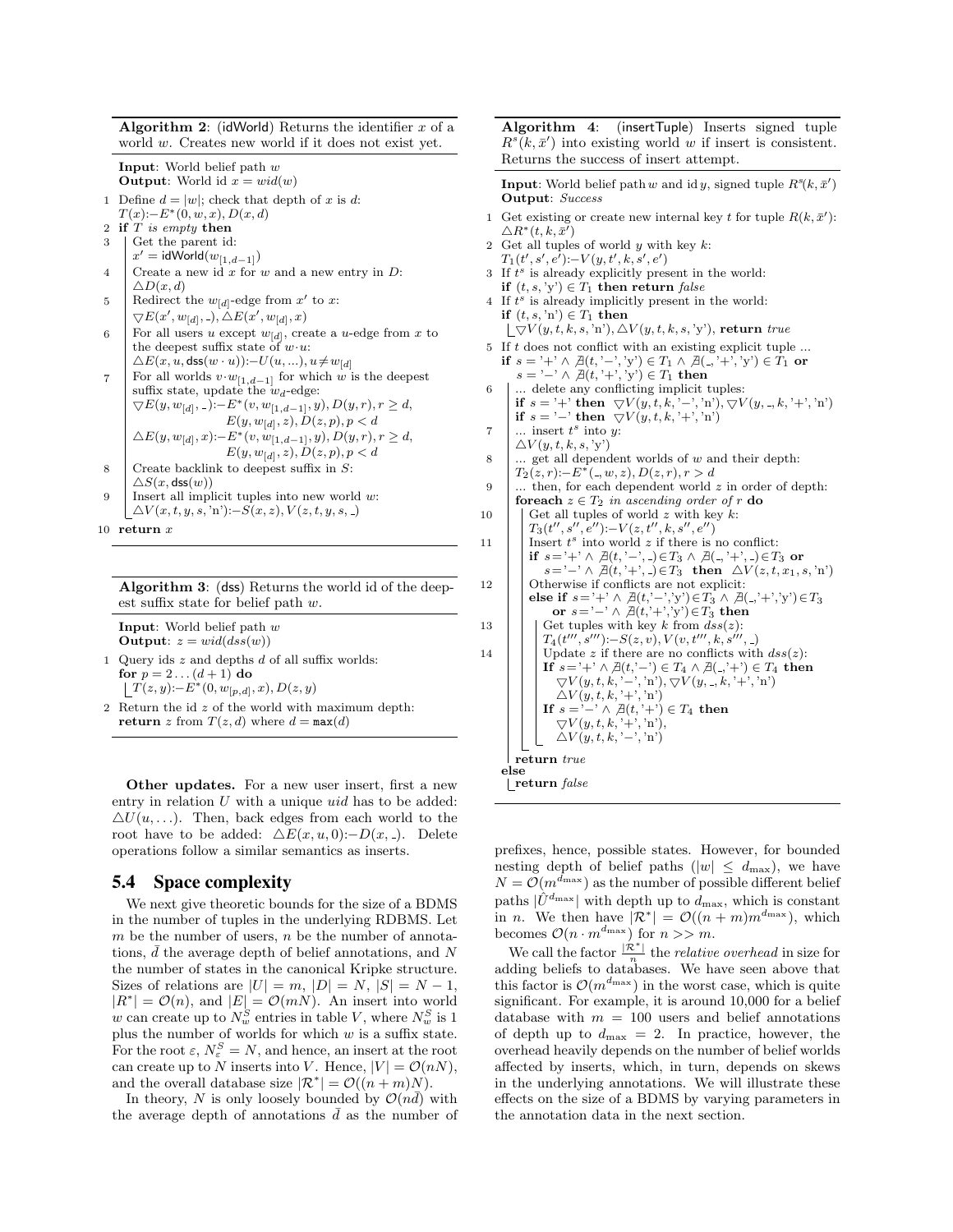**Algorithm 2**: (idWorld) Returns the identifier $x$ of a world $w$. Creates new world if it does not exist yet.

**Input**: World belief path $w$
**Output**: World id $x = wid(w)$

1. Define $d = |w|$; check that depth of $x$ is $d$: $T(x)$:$-E^*(0, w, x), D(x, d)$
2. **if** $T$ *is empty* **then**
3. Get the parent id: $x' = \mathsf{idWorld}(w_{[1,d-1]})$
4. Create a new id $x$ for $w$ and a new entry in $D$: $\triangle D(x, d)$
5. Redirect the $w_{[d]}$-edge from $x'$ to $x$: $\triangledown E(x', w_{[d]}, \_), \triangle E(x', w_{[d]}, x)$
6. For all users $u$ except $w_{[d]}$, create a $u$-edge from $x$ to the deepest suffix state of $w \cdot u$: $\triangle E(x, u, \mathsf{dss}(w \cdot u))$:$-U(u, \ldots), u \neq w_{[d]}$
7. For all worlds $v \cdot w_{[1,d-1]}$ for which $w$ is the deepest suffix state, update the $w_d$-edge: $\triangledown E(y, w_{[d]}, \_)$:$-E^*(v, w_{[1,d-1]}, y), D(y, r), r \geq d, E(y, w_{[d]}, z), D(z, p), p < d$ 
   $\triangle E(y, w_{[d]}, x)$:$-E^*(v, w_{[1,d-1]}, y), D(y, r), r \geq d, E(y, w_{[d]}, z), D(z, p), p < d$
8. Create backlink to deepest suffix in $S$: $\triangle S(x, \mathsf{dss}(w))$
9. Insert all implicit tuples into new world $w$: $\triangle V(x, t, y, s, \text{'n'})$:$-S(x, z), V(z, t, y, s, \_)$
10. **return** $x$

**Algorithm 3**: (dss) Returns the world id of the deepest suffix state for belief path $w$.

**Input**: World belief path $w$
**Output**: $z = wid(dss(w))$

1. Query ids $z$ and depths $d$ of all suffix worlds: **for** $p = 2 \ldots (d + 1)$ **do** $T(z, y)$:$-E^*(0, w_{[p,d]}, x), D(z, y)$
2. Return the id $z$ of the world with maximum depth: **return** $z$ from $T(z, d)$ where $d = \mathtt{max}(d)$

**Other updates.** For a new user insert, first a new entry in relation $U$ with a unique *uid* has to be added: $\triangle U(u, \ldots)$. Then, back edges from each world to the root have to be added: $\triangle E(x, u, 0)$:$-D(x, \_)$. Delete operations follow a similar semantics as inserts.

## 5.4 Space complexity

We next give theoretic bounds for the size of a BDMS in the number of tuples in the underlying RDBMS. Let $m$ be the number of users, $n$ be the number of annotations, $\bar{d}$ the average depth of belief annotations, and $N$ the number of states in the canonical Kripke structure. Sizes of relations are $|U| = m$, $|D| = N$, $|S| = N - 1$, $|R^*| = \mathcal{O}(n)$, and $|E| = \mathcal{O}(mN)$. An insert into world $w$ can create up to $N_w^S$ entries in table $V$, where $N_w^S$ is 1 plus the number of worlds for which $w$ is a suffix state. For the root $\varepsilon$, $N_\varepsilon^S = N$, and hence, an insert at the root can create up to $N$ inserts into $V$. Hence, $|V| = \mathcal{O}(nN)$, and the overall database size $|\mathcal{R}^*| = \mathcal{O}((n + m)N)$.

In theory, $N$ is only loosely bounded by $\mathcal{O}(n\bar{d})$ with the average depth of annotations $\bar{d}$ as the number of prefixes, hence, possible states. However, for bounded nesting depth of belief paths ($|w| \leq d_{\max}$), we have $N = \mathcal{O}(m^{d_{\max}})$ as the number of possible different belief paths $|\hat{U}^{d_{\max}}|$ with depth up to $d_{\max}$, which is constant in $n$. We then have $|\mathcal{R}^*| = \mathcal{O}((n + m)m^{d_{\max}})$, which becomes $\mathcal{O}(n \cdot m^{d_{\max}})$ for $n >> m$.

We call the factor $\frac{|\mathcal{R}^*|}{n}$ the *relative overhead* in size for adding beliefs to databases. We have seen above that this factor is $\mathcal{O}(m^{d_{\max}})$ in the worst case, which is quite significant. For example, it is around 10,000 for a belief database with $m = 100$ users and belief annotations of depth up to $d_{\max} = 2$. In practice, however, the overhead heavily depends on the number of belief worlds affected by inserts, which, in turn, depends on skews in the underlying annotations. We will illustrate these effects on the size of a BDMS by varying parameters in the annotation data in the next section.

**Algorithm 4**: (insertTuple) Inserts signed tuple $R^s(k, \bar{x}')$ into existing world $w$ if insert is consistent. Returns the success of insert attempt.

**Input**: World belief path $w$ and id $y$, signed tuple $R^s(k, \bar{x}')$
**Output**: *Success*

1. Get existing or create new internal key $t$ for tuple $R(k, \bar{x}')$: $\triangle R^*(t, k, \bar{x}')$
2. Get all tuples of world $y$ with key $k$: $T_1(t', s', e')$:$-V(y, t', k, s', e')$
3. If $t^s$ is already explicitly present in the world: **if** $(t, s, \text{'y'}) \in T_1$ **then return** *false*
4. If $t^s$ is already implicitly present in the world: **if** $(t, s, \text{'n'}) \in T_1$ **then** $\triangledown V(y, t, k, s, \text{'n'}), \triangle V(y, t, k, s, \text{'y'})$, **return** *true*
5. If $t$ does not conflict with an existing explicit tuple ... **if** $s = \text{'+'} \wedge \nexists(t, \text{'−'}, \text{'y'}) \in T_1 \wedge \nexists(\_, \text{'+'}, \text{'y'}) \in T_1$ **or** $s = \text{'−'} \wedge \nexists(t, \text{'+'}, \text{'y'}) \in T_1$ **then**
6. ... delete any conflicting implicit tuples: **if** $s = \text{'+'}$ **then** $\triangledown V(y, t, k, \text{'−'}, \text{'n'}), \triangledown V(y, \_, k, \text{'+'}, \text{'n'})$ **if** $s = \text{'−'}$ **then** $\triangledown V(y, t, k, \text{'+'}, \text{'n'})$
7. ... insert $t^s$ into $y$: $\triangle V(y, t, k, s, \text{'y'})$
8. ... get all dependent worlds of $w$ and their depth: $T_2(z, r)$:$-E^*(\_, w, z), D(z, r), r > d$
9. ... then, for each dependent world $z$ in order of depth: **foreach** $z \in T_2$ *in ascending order of* $r$ **do**
10. Get all tuples of world $z$ with key $k$: $T_3(t'', s'', e'')$:$-V(z, t'', k, s'', e'')$
11. Insert $t^s$ into world $z$ if there is no conflict: **if** $s = \text{'+'} \wedge \nexists(t, \text{'−'}, \_) \in T_3 \wedge \nexists(\_, \text{'+'}, \_) \in T_3$ **or** $s = \text{'−'} \wedge \nexists(t, \text{'+'}, \_) \in T_3$ **then** $\triangle V(z, t, x_1, s, \text{'n'})$
12. Otherwise if conflicts are not explicit: **else if** $s = \text{'+'} \wedge \nexists(t, \text{'−'}, \text{'y'}) \in T_3 \wedge \nexists(\_, \text{'+'}, \text{'y'}) \in T_3$ **or** $s = \text{'−'} \wedge \nexists(t, \text{'+'}, \text{'y'}) \in T_3$ **then**
13. Get tuples with key $k$ from $dss(z)$: $T_4(t''', s''')$:$-S(z, v), V(v, t''', k, s''', \_)$
14. Update $z$ if there are no conflicts with $dss(z)$: **If** $s = \text{'+'} \wedge \nexists(t, \text{'−'}) \in T_4 \wedge \nexists(\_, \text{'+'}) \in T_4$ **then** $\triangledown V(y, t, k, \text{'−'}, \text{'n'}), \triangledown V(y, \_, k, \text{'+'}, \text{'n'})$ $\triangle V(y, t, k, \text{'+'}, \text{'n'})$ **If** $s = \text{'−'} \wedge \nexists(t, \text{'+'}) \in T_4$ **then** $\triangledown V(y, t, k, \text{'+'}, \text{'n'})$, $\triangle V(y, t, k, \text{'−'}, \text{'n'})$

    **return** *true*

**else**
    **return** *false*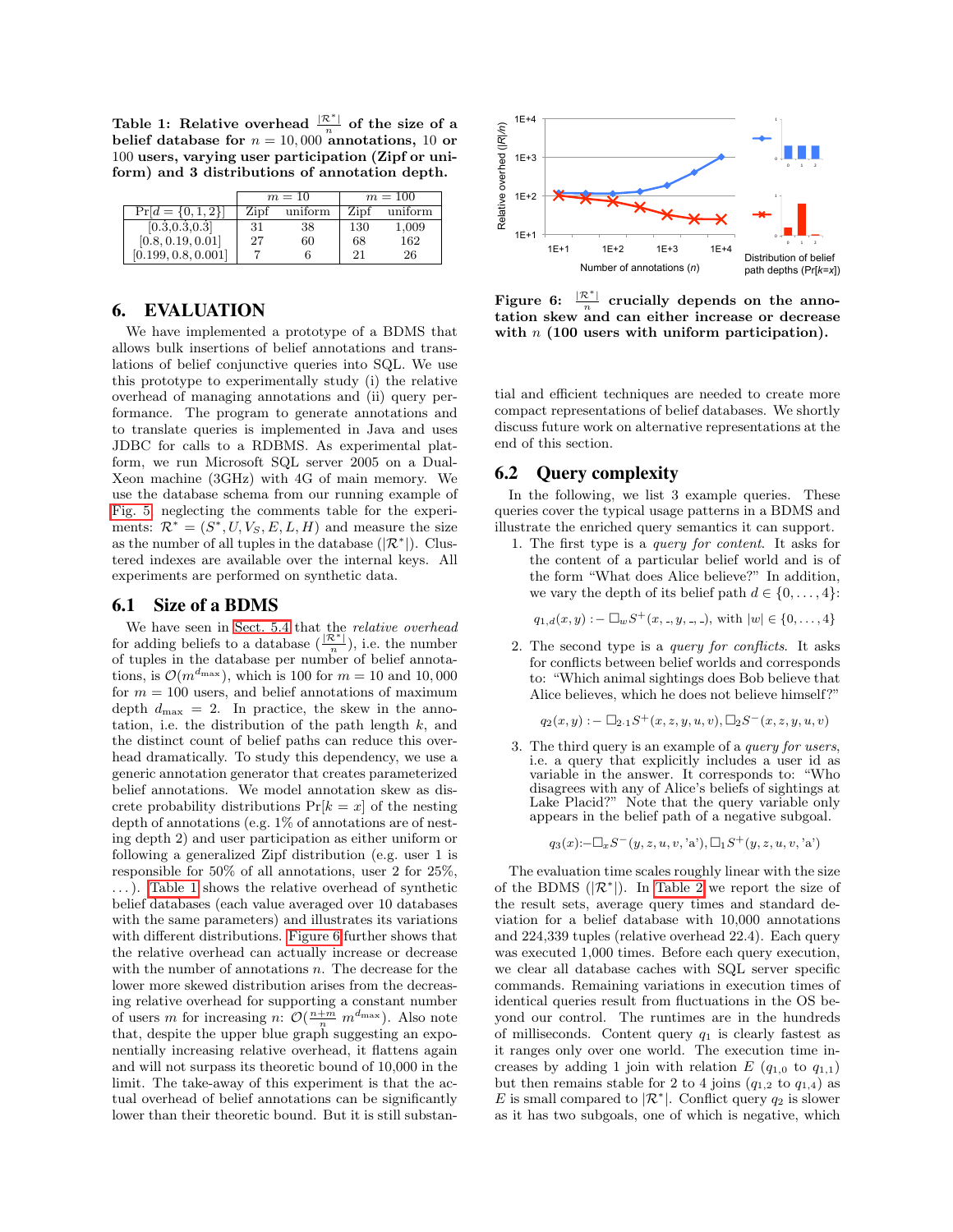**Table 1: Relative overhead $\frac{|\mathcal{R}^*|}{n}$ of the size of a belief database for $n = 10,000$ annotations, 10 or 100 users, varying user participation (Zipf or uniform) and 3 distributions of annotation depth.**

| $\Pr[d = \{0, 1, 2\}]$ | $m = 10$ | | $m = 100$ | |
|---|---|---|---|---|
| | Zipf | uniform | Zipf | uniform |
| [0.3,0.3,0.3] | 31 | 38 | 130 | 1,009 |
| [0.8, 0.19, 0.01] | 27 | 60 | 68 | 162 |
| [0.199, 0.8, 0.001] | 7 | 6 | 21 | 26 |

## 6. EVALUATION

We have implemented a prototype of a BDMS that allows bulk insertions of belief annotations and translations of belief conjunctive queries into SQL. We use this prototype to experimentally study (i) the relative overhead of managing annotations and (ii) query performance. The program to generate annotations and to translate queries is implemented in Java and uses JDBC for calls to a RDBMS. As experimental platform, we run Microsoft SQL server 2005 on a Dual-Xeon machine (3GHz) with 4G of main memory. We use the database schema from our running example of Fig. 5, neglecting the comments table for the experiments: $\mathcal{R}^* = (S^*, U, V_S, E, L, H)$ and measure the size as the number of all tuples in the database ($|\mathcal{R}^*|$). Clustered indexes are available over the internal keys. All experiments are performed on synthetic data.

### 6.1 Size of a BDMS

We have seen in Sect. 5.4 that the *relative overhead* for adding beliefs to a database ($\frac{|\mathcal{R}^*|}{n}$), i.e. the number of tuples in the database per number of belief annotations, is $\mathcal{O}(m^{d_{\max}})$, which is 100 for $m = 10$ and 10,000 for $m = 100$ users, and belief annotations of maximum depth $d_{\max} = 2$. In practice, the skew in the annotation, i.e. the distribution of the path length $k$, and the distinct count of belief paths can reduce this overhead dramatically. To study this dependency, we use a generic annotation generator that creates parameterized belief annotations. We model annotation skew as discrete probability distributions $\Pr[k = x]$ of the nesting depth of annotations (e.g. 1% of annotations are of nesting depth 2) and user participation as either uniform or following a generalized Zipf distribution (e.g. user 1 is responsible for 50% of all annotations, user 2 for 25%, ...). Table 1 shows the relative overhead of synthetic belief databases (each value averaged over 10 databases with the same parameters) and illustrates its variations with different distributions. Figure 6 further shows that the relative overhead can actually increase or decrease with the number of annotations $n$. The decrease for the lower more skewed distribution arises from the decreasing relative overhead for supporting a constant number of users $m$ for increasing $n$: $\mathcal{O}(\frac{n+m}{n}\, m^{d_{\max}})$. Also note that, despite the upper blue graph suggesting an exponentially increasing relative overhead, it flattens again and will not surpass its theoretic bound of 10,000 in the limit. The take-away of this experiment is that the actual overhead of belief annotations can be significantly lower than their theoretic bound. But it is still substantial and efficient techniques are needed to create more compact representations of belief databases. We shortly discuss future work on alternative representations at the end of this section.

**Figure 6: $\frac{|\mathcal{R}^*|}{n}$ crucially depends on the annotation skew and can either increase or decrease with $n$ (100 users with uniform participation).**

### 6.2 Query complexity

In the following, we list 3 example queries. These queries cover the typical usage patterns in a BDMS and illustrate the enriched query semantics it can support.

1. The first type is a *query for content*. It asks for the content of a particular belief world and is of the form "What does Alice believe?" In addition, we vary the depth of its belief path $d \in \{0, \ldots, 4\}$:

   $$q_{1,d}(x, y) :- \Box_w S^+(x, \_, y, \_, \_), \text{ with } |w| \in \{0, \ldots, 4\}$$

2. The second type is a *query for conflicts*. It asks for conflicts between belief worlds and corresponds to: "Which animal sightings does Bob believe that Alice believes, which he does not believe himself?"

   $$q_2(x, y) :- \Box_{2 \cdot 1} S^+(x, z, y, u, v), \Box_2 S^-(x, z, y, u, v)$$

3. The third query is an example of a *query for users*, i.e. a query that explicitly includes a user id as variable in the answer. It corresponds to: "Who disagrees with any of Alice's beliefs of sightings at Lake Placid?" Note that the query variable only appears in the belief path of a negative subgoal.

   $$q_3(x) :- \Box_x S^-(y, z, u, v, \text{'a'}), \Box_1 S^+(y, z, u, v, \text{'a'})$$

The evaluation time scales roughly linear with the size of the BDMS ($|\mathcal{R}^*|$). In Table 2 we report the size of the result sets, average query times and standard deviation for a belief database with 10,000 annotations and 224,339 tuples (relative overhead 22.4). Each query was executed 1,000 times. Before each query execution, we clear all database caches with SQL server specific commands. Remaining variations in execution times of identical queries result from fluctuations in the OS beyond our control. The runtimes are in the hundreds of milliseconds. Content query $q_1$ is clearly fastest as it ranges only over one world. The execution time increases by adding 1 join with relation $E$ ($q_{1,0}$ to $q_{1,1}$) but then remains stable for 2 to 4 joins ($q_{1,2}$ to $q_{1,4}$) as $E$ is small compared to $|\mathcal{R}^*|$. Conflict query $q_2$ is slower as it has two subgoals, one of which is negative, which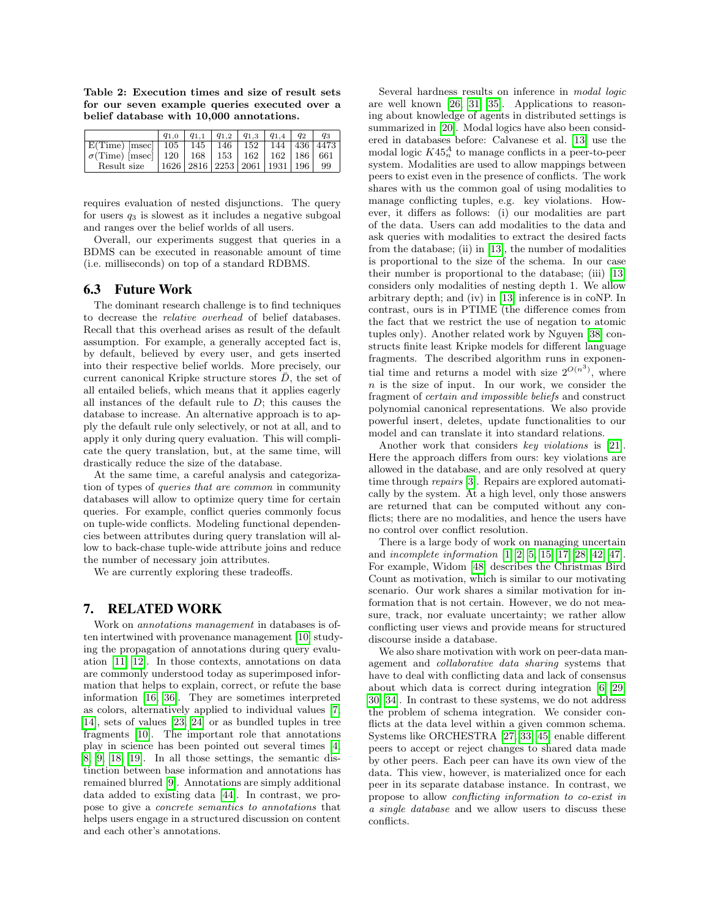**Table 2: Execution times and size of result sets for our seven example queries executed over a belief database with 10,000 annotations.**

| | $q_{1,0}$ | $q_{1,1}$ | $q_{1,2}$ | $q_{1,3}$ | $q_{1,4}$ | $q_2$ | $q_3$ |
|---|---|---|---|---|---|---|---|
| E(Time) [msec] | 105 | 145 | 146 | 152 | 144 | 436 | 4473 |
| $\sigma$(Time) [msec] | 120 | 168 | 153 | 162 | 162 | 186 | 661 |
| Result size | 1626 | 2816 | 2253 | 2061 | 1931 | 196 | 99 |

requires evaluation of nested disjunctions. The query for users $q_3$ is slowest as it includes a negative subgoal and ranges over the belief worlds of all users.

Overall, our experiments suggest that queries in a BDMS can be executed in reasonable amount of time (i.e. milliseconds) on top of a standard RDBMS.

## 6.3 Future Work

The dominant research challenge is to find techniques to decrease the *relative overhead* of belief databases. Recall that this overhead arises as result of the default assumption. For example, a generally accepted fact is, by default, believed by every user, and gets inserted into their respective belief worlds. More precisely, our current canonical Kripke structure stores $\bar{D}$, the set of all entailed beliefs, which means that it applies eagerly all instances of the default rule to $D$; this causes the database to increase. An alternative approach is to apply the default rule only selectively, or not at all, and to apply it only during query evaluation. This will complicate the query translation, but, at the same time, will drastically reduce the size of the database.

At the same time, a careful analysis and categorization of types of *queries that are common* in community databases will allow to optimize query time for certain queries. For example, conflict queries commonly focus on tuple-wide conflicts. Modeling functional dependencies between attributes during query translation will allow to back-chase tuple-wide attribute joins and reduce the number of necessary join attributes.

We are currently exploring these tradeoffs.

# 7. RELATED WORK

Work on *annotations management* in databases is often intertwined with provenance management [10] studying the propagation of annotations during query evaluation [11, 12]. In those contexts, annotations on data are commonly understood today as superimposed information that helps to explain, correct, or refute the base information [16, 36]. They are sometimes interpreted as colors, alternatively applied to individual values [7, 14], sets of values [23, 24] or as bundled tuples in tree fragments [10]. The important role that annotations play in science has been pointed out several times [4, 8, 9, 18, 19]. In all those settings, the semantic distinction between base information and annotations has remained blurred [9]. Annotations are simply additional data added to existing data [44]. In contrast, we propose to give a *concrete semantics to annotations* that helps users engage in a structured discussion on content and each other's annotations.

Several hardness results on inference in *modal logic* are well known [26, 31, 35]. Applications to reasoning about knowledge of agents in distributed settings is summarized in [20]. Modal logics have also been considered in databases before: Calvanese et al. [13] use the modal logic $K45_n^A$ to manage conflicts in a peer-to-peer system. Modalities are used to allow mappings between peers to exist even in the presence of conflicts. The work shares with us the common goal of using modalities to manage conflicting tuples, e.g. key violations. However, it differs as follows: (i) our modalities are part of the data. Users can add modalities to the data and ask queries with modalities to extract the desired facts from the database; (ii) in [13], the number of modalities is proportional to the size of the schema. In our case their number is proportional to the database; (iii) [13] considers only modalities of nesting depth 1. We allow arbitrary depth; and (iv) in [13] inference is in coNP. In contrast, ours is in PTIME (the difference comes from the fact that we restrict the use of negation to atomic tuples only). Another related work by Nguyen [38] constructs finite least Kripke models for different language fragments. The described algorithm runs in exponential time and returns a model with size $2^{O(n^3)}$, where $n$ is the size of input. In our work, we consider the fragment of *certain and impossible beliefs* and construct polynomial canonical representations. We also provide powerful insert, deletes, update functionalities to our model and can translate it into standard relations.

Another work that considers *key violations* is [21]. Here the approach differs from ours: key violations are allowed in the database, and are only resolved at query time through *repairs* [3]. Repairs are explored automatically by the system. At a high level, only those answers are returned that can be computed without any conflicts; there are no modalities, and hence the users have no control over conflict resolution.

There is a large body of work on managing uncertain and *incomplete information* [1, 2, 5, 15, 17, 28, 42, 47]. For example, Widom [48] describes the Christmas Bird Count as motivation, which is similar to our motivating scenario. Our work shares a similar motivation for information that is not certain. However, we do not measure, track, nor evaluate uncertainty; we rather allow conflicting user views and provide means for structured discourse inside a database.

We also share motivation with work on peer-data management and *collaborative data sharing* systems that have to deal with conflicting data and lack of consensus about which data is correct during integration [6, 29, 30, 34]. In contrast to these systems, we do not address the problem of schema integration. We consider conflicts at the data level within a given common schema. Systems like ORCHESTRA [27, 33, 45] enable different peers to accept or reject changes to shared data made by other peers. Each peer can have its own view of the data. This view, however, is materialized once for each peer in its separate database instance. In contrast, we propose to allow *conflicting information to co-exist in a single database* and we allow users to discuss these conflicts.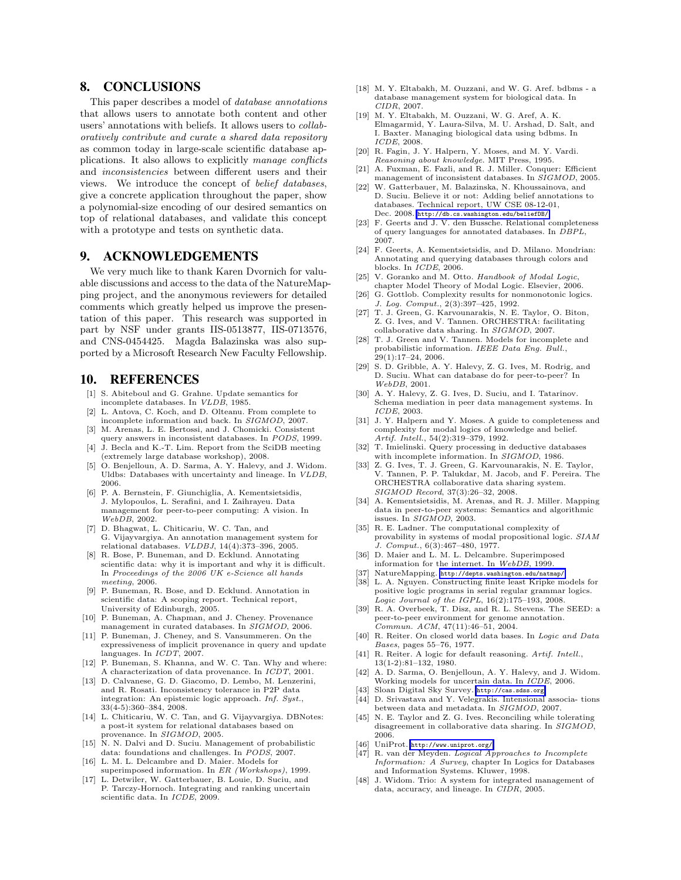## 8. CONCLUSIONS

This paper describes a model of *database annotations* that allows users to annotate both content and other users' annotations with beliefs. It allows users to *collaboratively contribute and curate a shared data repository* as common today in large-scale scientific database applications. It also allows to explicitly *manage conflicts* and *inconsistencies* between different users and their views. We introduce the concept of *belief databases*, give a concrete application throughout the paper, show a polynomial-size encoding of our desired semantics on top of relational databases, and validate this concept with a prototype and tests on synthetic data.

## 9. ACKNOWLEDGEMENTS

We very much like to thank Karen Dvornich for valuable discussions and access to the data of the NatureMapping project, and the anonymous reviewers for detailed comments which greatly helped us improve the presentation of this paper. This research was supported in part by NSF under grants IIS-0513877, IIS-0713576, and CNS-0454425. Magda Balazinska was also supported by a Microsoft Research New Faculty Fellowship.

## 10. REFERENCES

- [1] S. Abiteboul and G. Grahne. Update semantics for incomplete databases. In *VLDB*, 1985.
- [2] L. Antova, C. Koch, and D. Olteanu. From complete to incomplete information and back. In *SIGMOD*, 2007.
- [3] M. Arenas, L. E. Bertossi, and J. Chomicki. Consistent query answers in inconsistent databases. In *PODS*, 1999.
- [4] J. Becla and K.-T. Lim. Report from the SciDB meeting (extremely large database workshop), 2008.
- [5] O. Benjelloun, A. D. Sarma, A. Y. Halevy, and J. Widom. Uldbs: Databases with uncertainty and lineage. In *VLDB*, 2006.
- [6] P. A. Bernstein, F. Giunchiglia, A. Kementsietsidis, J. Mylopoulos, L. Serafini, and I. Zaihrayeu. Data management for peer-to-peer computing: A vision. In *WebDB*, 2002.
- [7] D. Bhagwat, L. Chiticariu, W. C. Tan, and G. Vijayvargiya. An annotation management system for relational databases. *VLDBJ*, 14(4):373–396, 2005.
- [8] R. Bose, P. Buneman, and D. Ecklund. Annotating scientific data: why it is important and why it is difficult. In *Proceedings of the 2006 UK e-Science all hands meeting*, 2006.
- [9] P. Buneman, R. Bose, and D. Ecklund. Annotation in scientific data: A scoping report. Technical report, University of Edinburgh, 2005.
- [10] P. Buneman, A. Chapman, and J. Cheney. Provenance management in curated databases. In *SIGMOD*, 2006.
- [11] P. Buneman, J. Cheney, and S. Vansummeren. On the expressiveness of implicit provenance in query and update languages. In *ICDT*, 2007.
- [12] P. Buneman, S. Khanna, and W. C. Tan. Why and where: A characterization of data provenance. In *ICDT*, 2001.
- [13] D. Calvanese, G. D. Giacomo, D. Lembo, M. Lenzerini, and R. Rosati. Inconsistency tolerance in P2P data integration: An epistemic logic approach. *Inf. Syst.*, 33(4-5):360–384, 2008.
- [14] L. Chiticariu, W. C. Tan, and G. Vijayvargiya. DBNotes: a post-it system for relational databases based on provenance. In *SIGMOD*, 2005.
- [15] N. N. Dalvi and D. Suciu. Management of probabilistic data: foundations and challenges. In *PODS*, 2007.
- [16] L. M. L. Delcambre and D. Maier. Models for superimposed information. In *ER (Workshops)*, 1999.
- [17] L. Detwiler, W. Gatterbauer, B. Louie, D. Suciu, and P. Tarczy-Hornoch. Integrating and ranking uncertain scientific data. In *ICDE*, 2009.
- [18] M. Y. Eltabakh, M. Ouzzani, and W. G. Aref. bdbms - a database management system for biological data. In *CIDR*, 2007.
- [19] M. Y. Eltabakh, M. Ouzzani, W. G. Aref, A. K. Elmagarmid, Y. Laura-Silva, M. U. Arshad, D. Salt, and I. Baxter. Managing biological data using bdbms. In *ICDE*, 2008.
- [20] R. Fagin, J. Y. Halpern, Y. Moses, and M. Y. Vardi. *Reasoning about knowledge*. MIT Press, 1995.
- [21] A. Fuxman, E. Fazli, and R. J. Miller. Conquer: Efficient management of inconsistent databases. In *SIGMOD*, 2005.
- [22] W. Gatterbauer, M. Balazinska, N. Khoussainova, and D. Suciu. Believe it or not: Adding belief annotations to databases. Technical report, UW CSE 08-12-01, Dec. 2008. http://db.cs.washington.edu/beliefDB/
- [23] F. Geerts and J. V. den Bussche. Relational completeness of query languages for annotated databases. In *DBPL*, 2007.
- [24] F. Geerts, A. Kementsietsidis, and D. Milano. Mondrian: Annotating and querying databases through colors and blocks. In *ICDE*, 2006.
- [25] V. Goranko and M. Otto. *Handbook of Modal Logic*, chapter Model Theory of Modal Logic. Elsevier, 2006.
- [26] G. Gottlob. Complexity results for nonmonotonic logics. *J. Log. Comput.*, 2(3):397–425, 1992.
- [27] T. J. Green, G. Karvounarakis, N. E. Taylor, O. Biton, Z. G. Ives, and V. Tannen. ORCHESTRA: facilitating collaborative data sharing. In *SIGMOD*, 2007.
- [28] T. J. Green and V. Tannen. Models for incomplete and probabilistic information. *IEEE Data Eng. Bull.*, 29(1):17–24, 2006.
- [29] S. D. Gribble, A. Y. Halevy, Z. G. Ives, M. Rodrig, and D. Suciu. What can database do for peer-to-peer? In *WebDB*, 2001.
- [30] A. Y. Halevy, Z. G. Ives, D. Suciu, and I. Tatarinov. Schema mediation in peer data management systems. In *ICDE*, 2003.
- [31] J. Y. Halpern and Y. Moses. A guide to completeness and complexity for modal logics of knowledge and belief. *Artif. Intell.*, 54(2):319–379, 1992.
- [32] T. Imielinski. Query processing in deductive databases with incomplete information. In *SIGMOD*, 1986.
- [33] Z. G. Ives, T. J. Green, G. Karvounarakis, N. E. Taylor, V. Tannen, P. P. Talukdar, M. Jacob, and F. Pereira. The ORCHESTRA collaborative data sharing system. *SIGMOD Record*, 37(3):26–32, 2008.
- [34] A. Kementsietsidis, M. Arenas, and R. J. Miller. Mapping data in peer-to-peer systems: Semantics and algorithmic issues. In *SIGMOD*, 2003.
- [35] R. E. Ladner. The computational complexity of provability in systems of modal propositional logic. *SIAM J. Comput.*, 6(3):467–480, 1977.
- [36] D. Maier and L. M. L. Delcambre. Superimposed information for the internet. In *WebDB*, 1999.
- [37] NatureMapping. http://depts.washington.edu/natmap/
- [38] L. A. Nguyen. Constructing finite least Kripke models for positive logic programs in serial regular grammar logics. *Logic Journal of the IGPL*, 16(2):175–193, 2008.
- [39] R. A. Overbeek, T. Disz, and R. L. Stevens. The SEED: a peer-to-peer environment for genome annotation. *Commun. ACM*, 47(11):46–51, 2004.
- [40] R. Reiter. On closed world data bases. In *Logic and Data Bases*, pages 55–76, 1977.
- [41] R. Reiter. A logic for default reasoning. *Artif. Intell.*, 13(1-2):81–132, 1980.
- [42] A. D. Sarma, O. Benjelloun, A. Y. Halevy, and J. Widom. Working models for uncertain data. In *ICDE*, 2006.
- [43] Sloan Digital Sky Survey. http://cas.sdss.org
- [44] D. Srivastava and Y. Velegrakis. Intensional associa- tions between data and metadata. In *SIGMOD*, 2007.
- [45] N. E. Taylor and Z. G. Ives. Reconciling while tolerating disagreement in collaborative data sharing. In *SIGMOD*, 2006.
- [46] UniProt. http://www.uniprot.org/
- [47] R. van der Meyden. *Logical Approaches to Incomplete Information: A Survey*, chapter In Logics for Databases and Information Systems. Kluwer, 1998.
- [48] J. Widom. Trio: A system for integrated management of data, accuracy, and lineage. In *CIDR*, 2005.